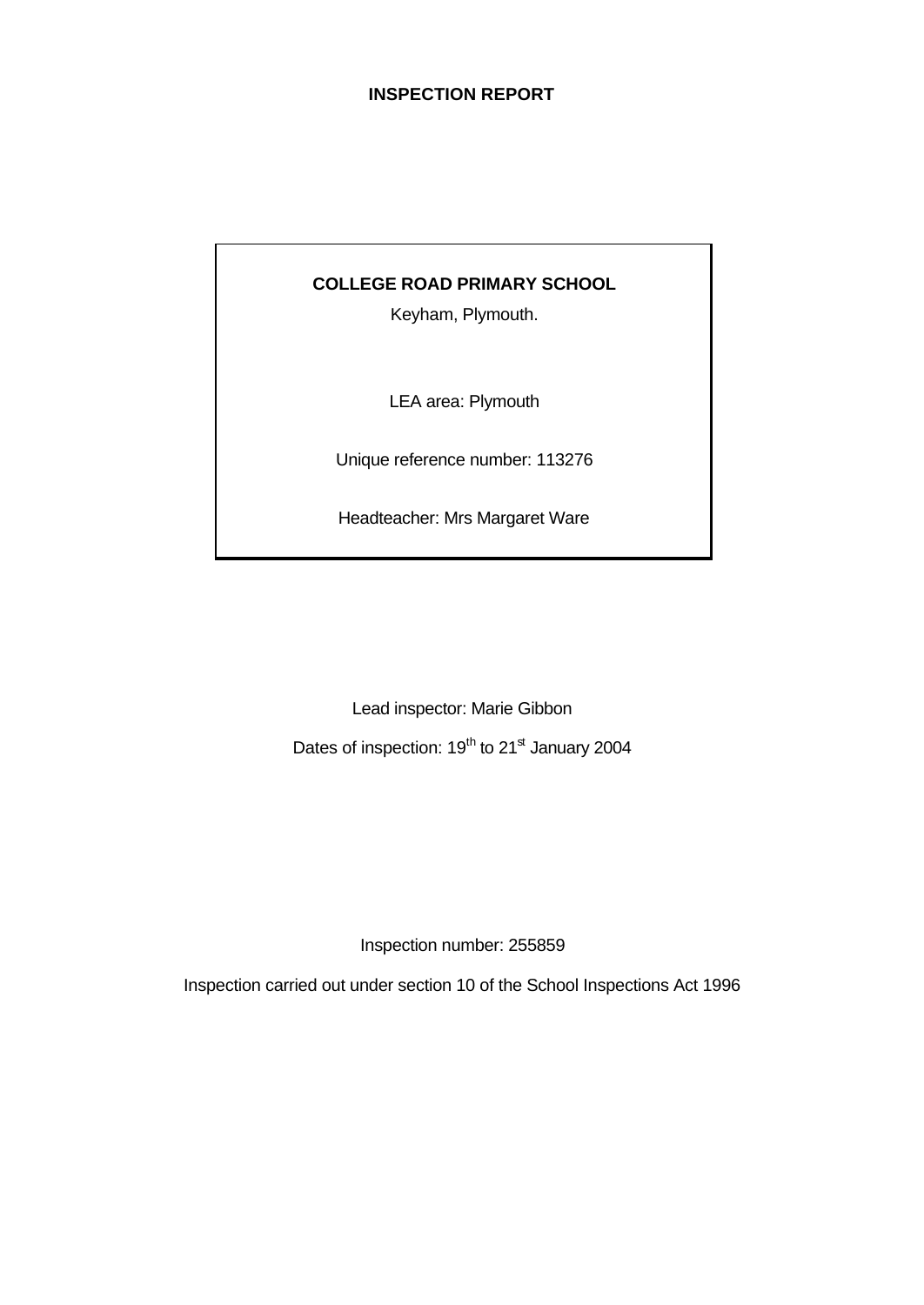# INSPECTION REPORT

**COLLEGE ROAD PRIMARY SCHOOL**

Keyham, Plymouth.

LEA area: Plymouth

Unique reference number: 113276

Headteacher: Mrs Margaret Ware

Lead inspector: Marie Gibbon

Dates of inspection: 19th to 21st January 2004

Inspection number: 255859

Inspection carried out under section 10 of the School Inspections Act 1996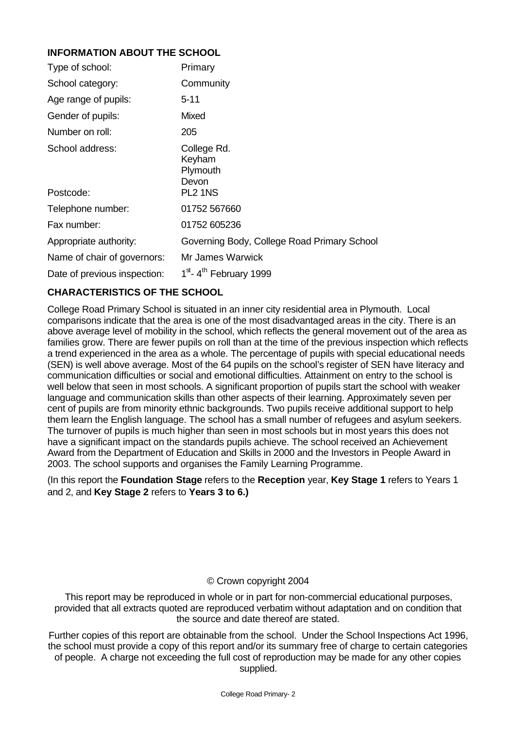## INFORMATION ABOUT THE SCHOOL

| | |
|---|---|
| Type of school: | Primary |
| School category: | Community |
| Age range of pupils: | 5-11 |
| Gender of pupils: | Mixed |
| Number on roll: | 205 |
| School address: | College Rd.<br>Keyham<br>Plymouth<br>Devon |
| Postcode: | PL2 1NS |
| Telephone number: | 01752 567660 |
| Fax number: | 01752 605236 |
| Appropriate authority: | Governing Body, College Road Primary School |
| Name of chair of governors: | Mr James Warwick |
| Date of previous inspection: | 1st- 4th February 1999 |

## CHARACTERISTICS OF THE SCHOOL

College Road Primary School is situated in an inner city residential area in Plymouth. Local comparisons indicate that the area is one of the most disadvantaged areas in the city. There is an above average level of mobility in the school, which reflects the general movement out of the area as families grow. There are fewer pupils on roll than at the time of the previous inspection which reflects a trend experienced in the area as a whole. The percentage of pupils with special educational needs (SEN) is well above average. Most of the 64 pupils on the school's register of SEN have literacy and communication difficulties or social and emotional difficulties. Attainment on entry to the school is well below that seen in most schools. A significant proportion of pupils start the school with weaker language and communication skills than other aspects of their learning. Approximately seven per cent of pupils are from minority ethnic backgrounds. Two pupils receive additional support to help them learn the English language. The school has a small number of refugees and asylum seekers. The turnover of pupils is much higher than seen in most schools but in most years this does not have a significant impact on the standards pupils achieve. The school received an Achievement Award from the Department of Education and Skills in 2000 and the Investors in People Award in 2003. The school supports and organises the Family Learning Programme.

(In this report the **Foundation Stage** refers to the **Reception** year, **Key Stage 1** refers to Years 1 and 2, and **Key Stage 2** refers to **Years 3 to 6.)**

© Crown copyright 2004

This report may be reproduced in whole or in part for non-commercial educational purposes, provided that all extracts quoted are reproduced verbatim without adaptation and on condition that the source and date thereof are stated.

Further copies of this report are obtainable from the school. Under the School Inspections Act 1996, the school must provide a copy of this report and/or its summary free of charge to certain categories of people. A charge not exceeding the full cost of reproduction may be made for any other copies supplied.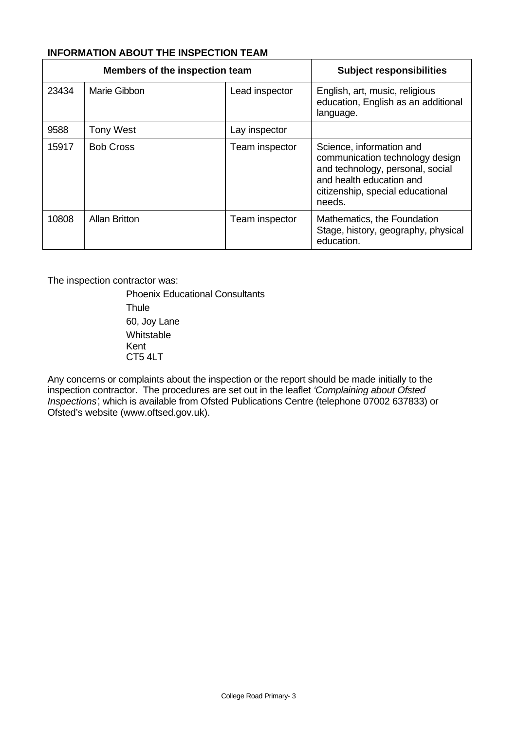**INFORMATION ABOUT THE INSPECTION TEAM**

| Members of the inspection team | | | Subject responsibilities |
|---|---|---|---|
| 23434 | Marie Gibbon | Lead inspector | English, art, music, religious education, English as an additional language. |
| 9588 | Tony West | Lay inspector | |
| 15917 | Bob Cross | Team inspector | Science, information and communication technology design and technology, personal, social and health education and citizenship, special educational needs. |
| 10808 | Allan Britton | Team inspector | Mathematics, the Foundation Stage, history, geography, physical education. |

The inspection contractor was:

Phoenix Educational Consultants
Thule
60, Joy Lane
Whitstable
Kent
CT5 4LT

Any concerns or complaints about the inspection or the report should be made initially to the inspection contractor. The procedures are set out in the leaflet *'Complaining about Ofsted Inspections'*, which is available from Ofsted Publications Centre (telephone 07002 637833) or Ofsted's website (www.oftsed.gov.uk).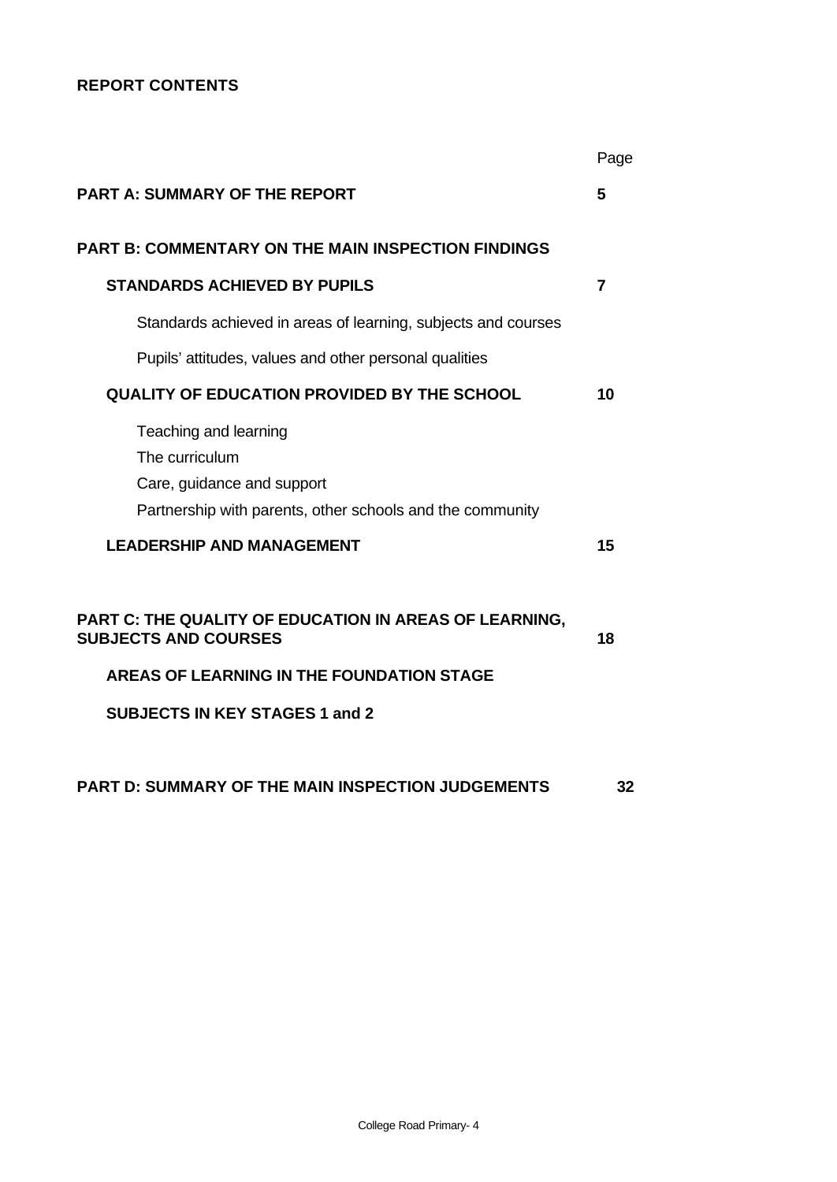## REPORT CONTENTS

| | Page |
|---|---|
| **PART A: SUMMARY OF THE REPORT** | **5** |
| **PART B: COMMENTARY ON THE MAIN INSPECTION FINDINGS** | |
| **STANDARDS ACHIEVED BY PUPILS** | **7** |
| Standards achieved in areas of learning, subjects and courses | |
| Pupils' attitudes, values and other personal qualities | |
| **QUALITY OF EDUCATION PROVIDED BY THE SCHOOL** | **10** |
| Teaching and learning | |
| The curriculum | |
| Care, guidance and support | |
| Partnership with parents, other schools and the community | |
| **LEADERSHIP AND MANAGEMENT** | **15** |
| **PART C: THE QUALITY OF EDUCATION IN AREAS OF LEARNING, SUBJECTS AND COURSES** | **18** |
| **AREAS OF LEARNING IN THE FOUNDATION STAGE** | |
| **SUBJECTS IN KEY STAGES 1 and 2** | |
| **PART D: SUMMARY OF THE MAIN INSPECTION JUDGEMENTS** | **32** |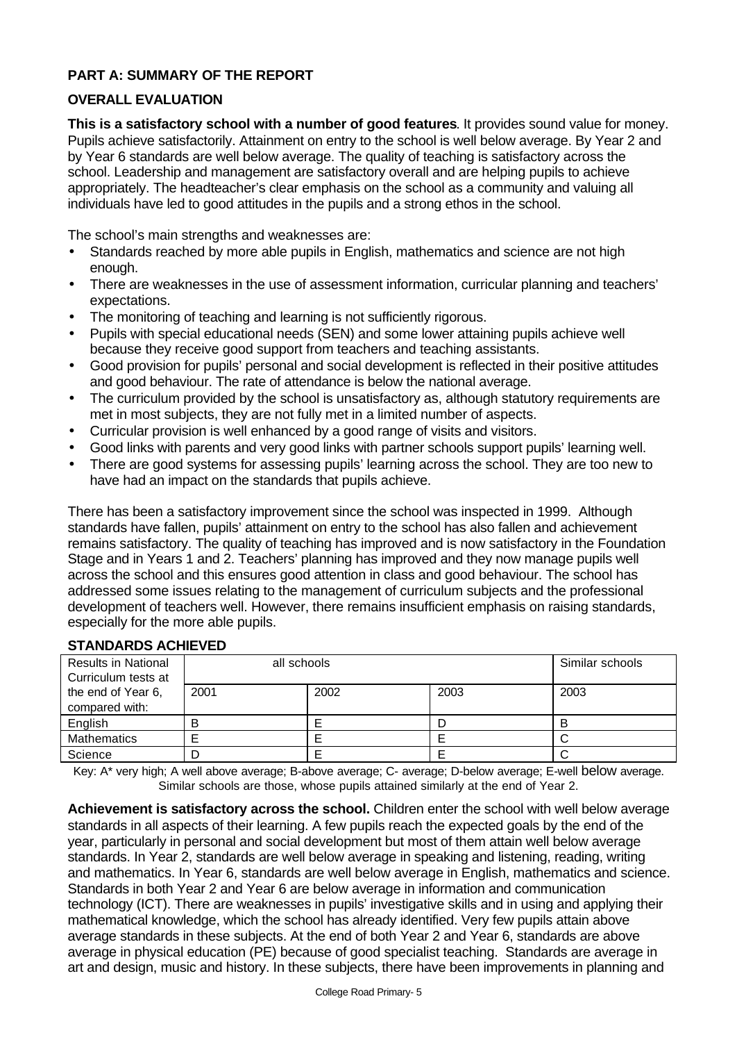## PART A: SUMMARY OF THE REPORT

### OVERALL EVALUATION

**This is a satisfactory school with a number of good features**. It provides sound value for money. Pupils achieve satisfactorily. Attainment on entry to the school is well below average. By Year 2 and by Year 6 standards are well below average. The quality of teaching is satisfactory across the school. Leadership and management are satisfactory overall and are helping pupils to achieve appropriately. The headteacher's clear emphasis on the school as a community and valuing all individuals have led to good attitudes in the pupils and a strong ethos in the school.

The school's main strengths and weaknesses are:

- Standards reached by more able pupils in English, mathematics and science are not high enough.
- There are weaknesses in the use of assessment information, curricular planning and teachers' expectations.
- The monitoring of teaching and learning is not sufficiently rigorous.
- Pupils with special educational needs (SEN) and some lower attaining pupils achieve well because they receive good support from teachers and teaching assistants.
- Good provision for pupils' personal and social development is reflected in their positive attitudes and good behaviour. The rate of attendance is below the national average.
- The curriculum provided by the school is unsatisfactory as, although statutory requirements are met in most subjects, they are not fully met in a limited number of aspects.
- Curricular provision is well enhanced by a good range of visits and visitors.
- Good links with parents and very good links with partner schools support pupils' learning well.
- There are good systems for assessing pupils' learning across the school. They are too new to have had an impact on the standards that pupils achieve.

There has been a satisfactory improvement since the school was inspected in 1999. Although standards have fallen, pupils' attainment on entry to the school has also fallen and achievement remains satisfactory. The quality of teaching has improved and is now satisfactory in the Foundation Stage and in Years 1 and 2. Teachers' planning has improved and they now manage pupils well across the school and this ensures good attention in class and good behaviour. The school has addressed some issues relating to the management of curriculum subjects and the professional development of teachers well. However, there remains insufficient emphasis on raising standards, especially for the more able pupils.

### STANDARDS ACHIEVED

| Results in National Curriculum tests at the end of Year 6, compared with: | all schools | | | Similar schools |
|---|---|---|---|---|
| | 2001 | 2002 | 2003 | 2003 |
| English | B | E | D | B |
| Mathematics | E | E | E | C |
| Science | D | E | E | C |

Key: A* very high; A well above average; B-above average; C- average; D-below average; E-well below average.
Similar schools are those, whose pupils attained similarly at the end of Year 2.

**Achievement is satisfactory across the school.** Children enter the school with well below average standards in all aspects of their learning. A few pupils reach the expected goals by the end of the year, particularly in personal and social development but most of them attain well below average standards. In Year 2, standards are well below average in speaking and listening, reading, writing and mathematics. In Year 6, standards are well below average in English, mathematics and science. Standards in both Year 2 and Year 6 are below average in information and communication technology (ICT). There are weaknesses in pupils' investigative skills and in using and applying their mathematical knowledge, which the school has already identified. Very few pupils attain above average standards in these subjects. At the end of both Year 2 and Year 6, standards are above average in physical education (PE) because of good specialist teaching. Standards are average in art and design, music and history. In these subjects, there have been improvements in planning and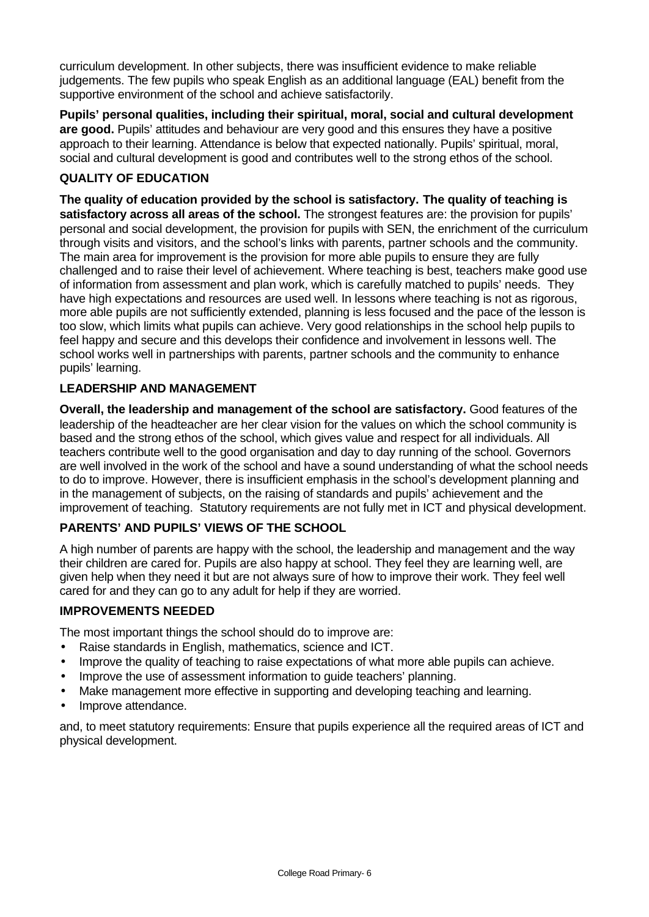curriculum development. In other subjects, there was insufficient evidence to make reliable judgements. The few pupils who speak English as an additional language (EAL) benefit from the supportive environment of the school and achieve satisfactorily.

**Pupils' personal qualities, including their spiritual, moral, social and cultural development are good.** Pupils' attitudes and behaviour are very good and this ensures they have a positive approach to their learning. Attendance is below that expected nationally. Pupils' spiritual, moral, social and cultural development is good and contributes well to the strong ethos of the school.

## QUALITY OF EDUCATION

**The quality of education provided by the school is satisfactory. The quality of teaching is satisfactory across all areas of the school.** The strongest features are: the provision for pupils' personal and social development, the provision for pupils with SEN, the enrichment of the curriculum through visits and visitors, and the school's links with parents, partner schools and the community. The main area for improvement is the provision for more able pupils to ensure they are fully challenged and to raise their level of achievement. Where teaching is best, teachers make good use of information from assessment and plan work, which is carefully matched to pupils' needs. They have high expectations and resources are used well. In lessons where teaching is not as rigorous, more able pupils are not sufficiently extended, planning is less focused and the pace of the lesson is too slow, which limits what pupils can achieve. Very good relationships in the school help pupils to feel happy and secure and this develops their confidence and involvement in lessons well. The school works well in partnerships with parents, partner schools and the community to enhance pupils' learning.

## LEADERSHIP AND MANAGEMENT

**Overall, the leadership and management of the school are satisfactory.** Good features of the leadership of the headteacher are her clear vision for the values on which the school community is based and the strong ethos of the school, which gives value and respect for all individuals. All teachers contribute well to the good organisation and day to day running of the school. Governors are well involved in the work of the school and have a sound understanding of what the school needs to do to improve. However, there is insufficient emphasis in the school's development planning and in the management of subjects, on the raising of standards and pupils' achievement and the improvement of teaching. Statutory requirements are not fully met in ICT and physical development.

## PARENTS' AND PUPILS' VIEWS OF THE SCHOOL

A high number of parents are happy with the school, the leadership and management and the way their children are cared for. Pupils are also happy at school. They feel they are learning well, are given help when they need it but are not always sure of how to improve their work. They feel well cared for and they can go to any adult for help if they are worried.

## IMPROVEMENTS NEEDED

The most important things the school should do to improve are:

- Raise standards in English, mathematics, science and ICT.
- Improve the quality of teaching to raise expectations of what more able pupils can achieve.
- Improve the use of assessment information to guide teachers' planning.
- Make management more effective in supporting and developing teaching and learning.
- Improve attendance.

and, to meet statutory requirements: Ensure that pupils experience all the required areas of ICT and physical development.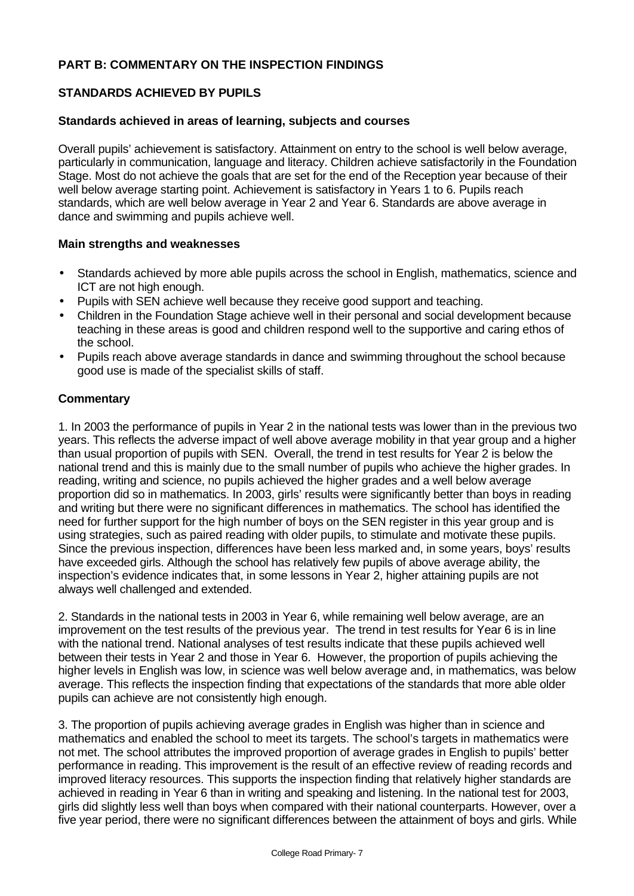## PART B: COMMENTARY ON THE INSPECTION FINDINGS

### STANDARDS ACHIEVED BY PUPILS

#### Standards achieved in areas of learning, subjects and courses

Overall pupils' achievement is satisfactory. Attainment on entry to the school is well below average, particularly in communication, language and literacy. Children achieve satisfactorily in the Foundation Stage. Most do not achieve the goals that are set for the end of the Reception year because of their well below average starting point. Achievement is satisfactory in Years 1 to 6. Pupils reach standards, which are well below average in Year 2 and Year 6. Standards are above average in dance and swimming and pupils achieve well.

#### Main strengths and weaknesses

- Standards achieved by more able pupils across the school in English, mathematics, science and ICT are not high enough.
- Pupils with SEN achieve well because they receive good support and teaching.
- Children in the Foundation Stage achieve well in their personal and social development because teaching in these areas is good and children respond well to the supportive and caring ethos of the school.
- Pupils reach above average standards in dance and swimming throughout the school because good use is made of the specialist skills of staff.

#### Commentary

1. In 2003 the performance of pupils in Year 2 in the national tests was lower than in the previous two years. This reflects the adverse impact of well above average mobility in that year group and a higher than usual proportion of pupils with SEN. Overall, the trend in test results for Year 2 is below the national trend and this is mainly due to the small number of pupils who achieve the higher grades. In reading, writing and science, no pupils achieved the higher grades and a well below average proportion did so in mathematics. In 2003, girls' results were significantly better than boys in reading and writing but there were no significant differences in mathematics. The school has identified the need for further support for the high number of boys on the SEN register in this year group and is using strategies, such as paired reading with older pupils, to stimulate and motivate these pupils. Since the previous inspection, differences have been less marked and, in some years, boys' results have exceeded girls. Although the school has relatively few pupils of above average ability, the inspection's evidence indicates that, in some lessons in Year 2, higher attaining pupils are not always well challenged and extended.

2. Standards in the national tests in 2003 in Year 6, while remaining well below average, are an improvement on the test results of the previous year. The trend in test results for Year 6 is in line with the national trend. National analyses of test results indicate that these pupils achieved well between their tests in Year 2 and those in Year 6. However, the proportion of pupils achieving the higher levels in English was low, in science was well below average and, in mathematics, was below average. This reflects the inspection finding that expectations of the standards that more able older pupils can achieve are not consistently high enough.

3. The proportion of pupils achieving average grades in English was higher than in science and mathematics and enabled the school to meet its targets. The school's targets in mathematics were not met. The school attributes the improved proportion of average grades in English to pupils' better performance in reading. This improvement is the result of an effective review of reading records and improved literacy resources. This supports the inspection finding that relatively higher standards are achieved in reading in Year 6 than in writing and speaking and listening. In the national test for 2003, girls did slightly less well than boys when compared with their national counterparts. However, over a five year period, there were no significant differences between the attainment of boys and girls. While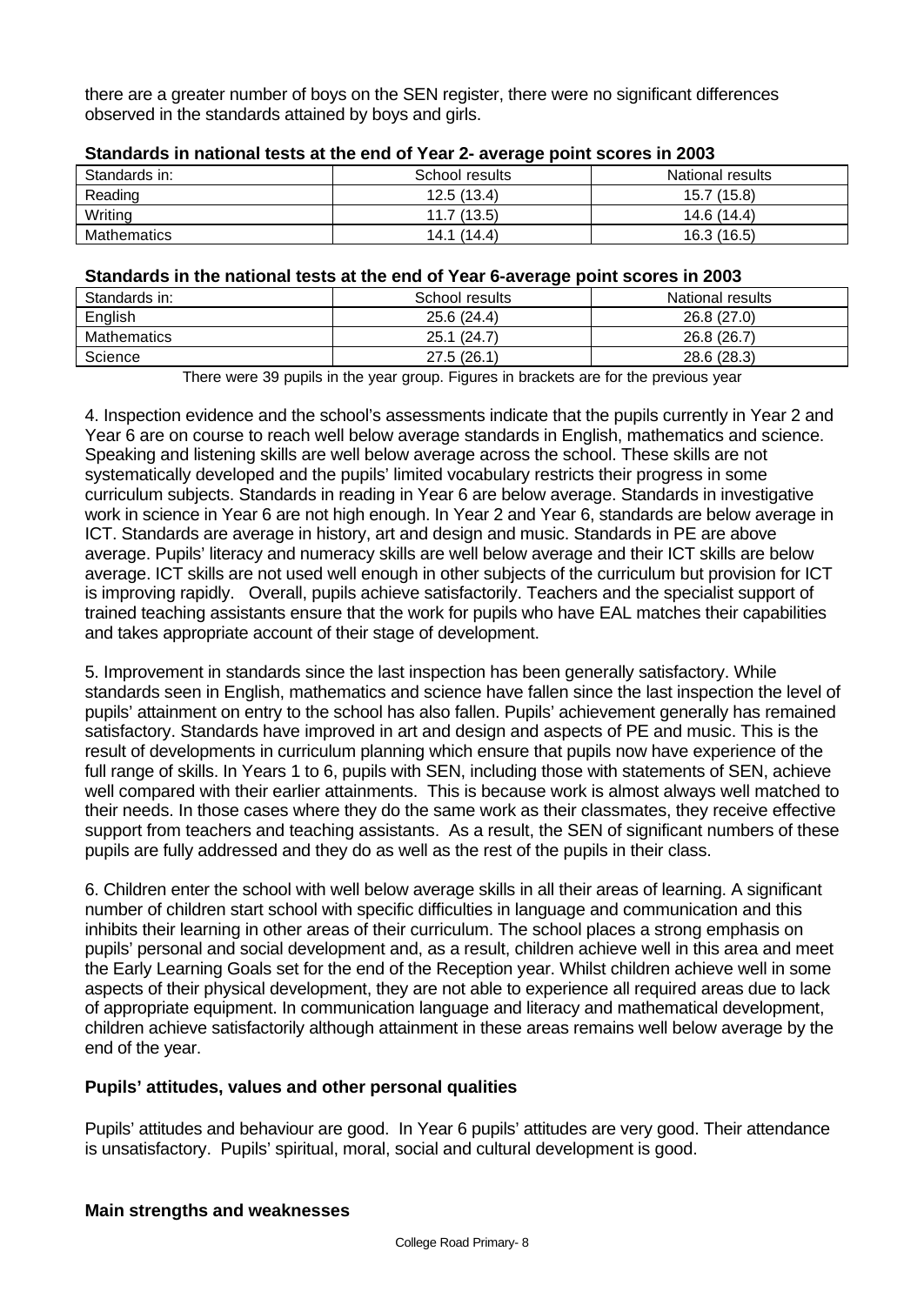there are a greater number of boys on the SEN register, there were no significant differences observed in the standards attained by boys and girls.

**Standards in national tests at the end of Year 2- average point scores in 2003**

| Standards in: | School results | National results |
|---|---|---|
| Reading | 12.5 (13.4) | 15.7 (15.8) |
| Writing | 11.7 (13.5) | 14.6 (14.4) |
| Mathematics | 14.1 (14.4) | 16.3 (16.5) |

**Standards in the national tests at the end of Year 6-average point scores in 2003**

| Standards in: | School results | National results |
|---|---|---|
| English | 25.6 (24.4) | 26.8 (27.0) |
| Mathematics | 25.1 (24.7) | 26.8 (26.7) |
| Science | 27.5 (26.1) | 28.6 (28.3) |

There were 39 pupils in the year group. Figures in brackets are for the previous year

4. Inspection evidence and the school's assessments indicate that the pupils currently in Year 2 and Year 6 are on course to reach well below average standards in English, mathematics and science. Speaking and listening skills are well below average across the school. These skills are not systematically developed and the pupils' limited vocabulary restricts their progress in some curriculum subjects. Standards in reading in Year 6 are below average. Standards in investigative work in science in Year 6 are not high enough. In Year 2 and Year 6, standards are below average in ICT. Standards are average in history, art and design and music. Standards in PE are above average. Pupils' literacy and numeracy skills are well below average and their ICT skills are below average. ICT skills are not used well enough in other subjects of the curriculum but provision for ICT is improving rapidly. Overall, pupils achieve satisfactorily. Teachers and the specialist support of trained teaching assistants ensure that the work for pupils who have EAL matches their capabilities and takes appropriate account of their stage of development.

5. Improvement in standards since the last inspection has been generally satisfactory. While standards seen in English, mathematics and science have fallen since the last inspection the level of pupils' attainment on entry to the school has also fallen. Pupils' achievement generally has remained satisfactory. Standards have improved in art and design and aspects of PE and music. This is the result of developments in curriculum planning which ensure that pupils now have experience of the full range of skills. In Years 1 to 6, pupils with SEN, including those with statements of SEN, achieve well compared with their earlier attainments. This is because work is almost always well matched to their needs. In those cases where they do the same work as their classmates, they receive effective support from teachers and teaching assistants. As a result, the SEN of significant numbers of these pupils are fully addressed and they do as well as the rest of the pupils in their class.

6. Children enter the school with well below average skills in all their areas of learning. A significant number of children start school with specific difficulties in language and communication and this inhibits their learning in other areas of their curriculum. The school places a strong emphasis on pupils' personal and social development and, as a result, children achieve well in this area and meet the Early Learning Goals set for the end of the Reception year. Whilst children achieve well in some aspects of their physical development, they are not able to experience all required areas due to lack of appropriate equipment. In communication language and literacy and mathematical development, children achieve satisfactorily although attainment in these areas remains well below average by the end of the year.

### Pupils' attitudes, values and other personal qualities

Pupils' attitudes and behaviour are good. In Year 6 pupils' attitudes are very good. Their attendance is unsatisfactory. Pupils' spiritual, moral, social and cultural development is good.

### Main strengths and weaknesses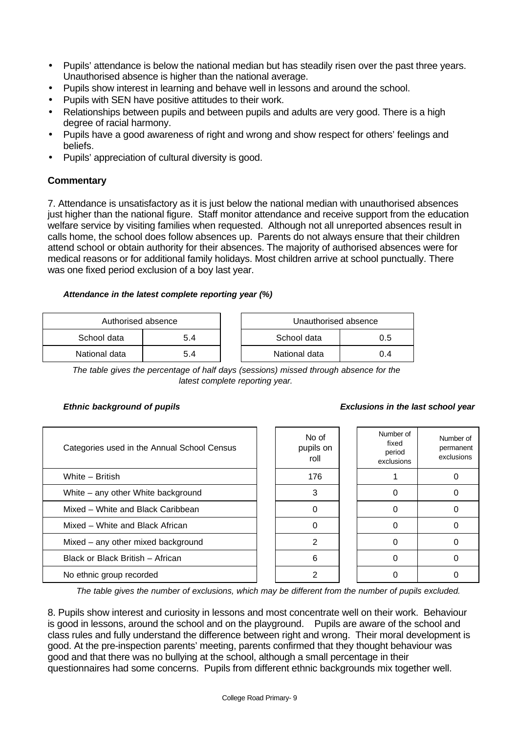- Pupils' attendance is below the national median but has steadily risen over the past three years. Unauthorised absence is higher than the national average.
- Pupils show interest in learning and behave well in lessons and around the school.
- Pupils with SEN have positive attitudes to their work.
- Relationships between pupils and between pupils and adults are very good. There is a high degree of racial harmony.
- Pupils have a good awareness of right and wrong and show respect for others' feelings and beliefs.
- Pupils' appreciation of cultural diversity is good.

### Commentary

7. Attendance is unsatisfactory as it is just below the national median with unauthorised absences just higher than the national figure. Staff monitor attendance and receive support from the education welfare service by visiting families when requested. Although not all unreported absences result in calls home, the school does follow absences up. Parents do not always ensure that their children attend school or obtain authority for their absences. The majority of authorised absences were for medical reasons or for additional family holidays. Most children arrive at school punctually. There was one fixed period exclusion of a boy last year.

***Attendance in the latest complete reporting year (%)***

| Authorised absence | |
|---|---|
| School data | 5.4 |
| National data | 5.4 |

| Unauthorised absence | |
|---|---|
| School data | 0.5 |
| National data | 0.4 |

*The table gives the percentage of half days (sessions) missed through absence for the latest complete reporting year.*

***Ethnic background of pupils*** ***Exclusions in the last school year***

| Categories used in the Annual School Census | No of pupils on roll | Number of fixed period exclusions | Number of permanent exclusions |
|---|---|---|---|
| White – British | 176 | 1 | 0 |
| White – any other White background | 3 | 0 | 0 |
| Mixed – White and Black Caribbean | 0 | 0 | 0 |
| Mixed – White and Black African | 0 | 0 | 0 |
| Mixed – any other mixed background | 2 | 0 | 0 |
| Black or Black British – African | 6 | 0 | 0 |
| No ethnic group recorded | 2 | 0 | 0 |

*The table gives the number of exclusions, which may be different from the number of pupils excluded.*

8. Pupils show interest and curiosity in lessons and most concentrate well on their work. Behaviour is good in lessons, around the school and on the playground. Pupils are aware of the school and class rules and fully understand the difference between right and wrong. Their moral development is good. At the pre-inspection parents' meeting, parents confirmed that they thought behaviour was good and that there was no bullying at the school, although a small percentage in their questionnaires had some concerns. Pupils from different ethnic backgrounds mix together well.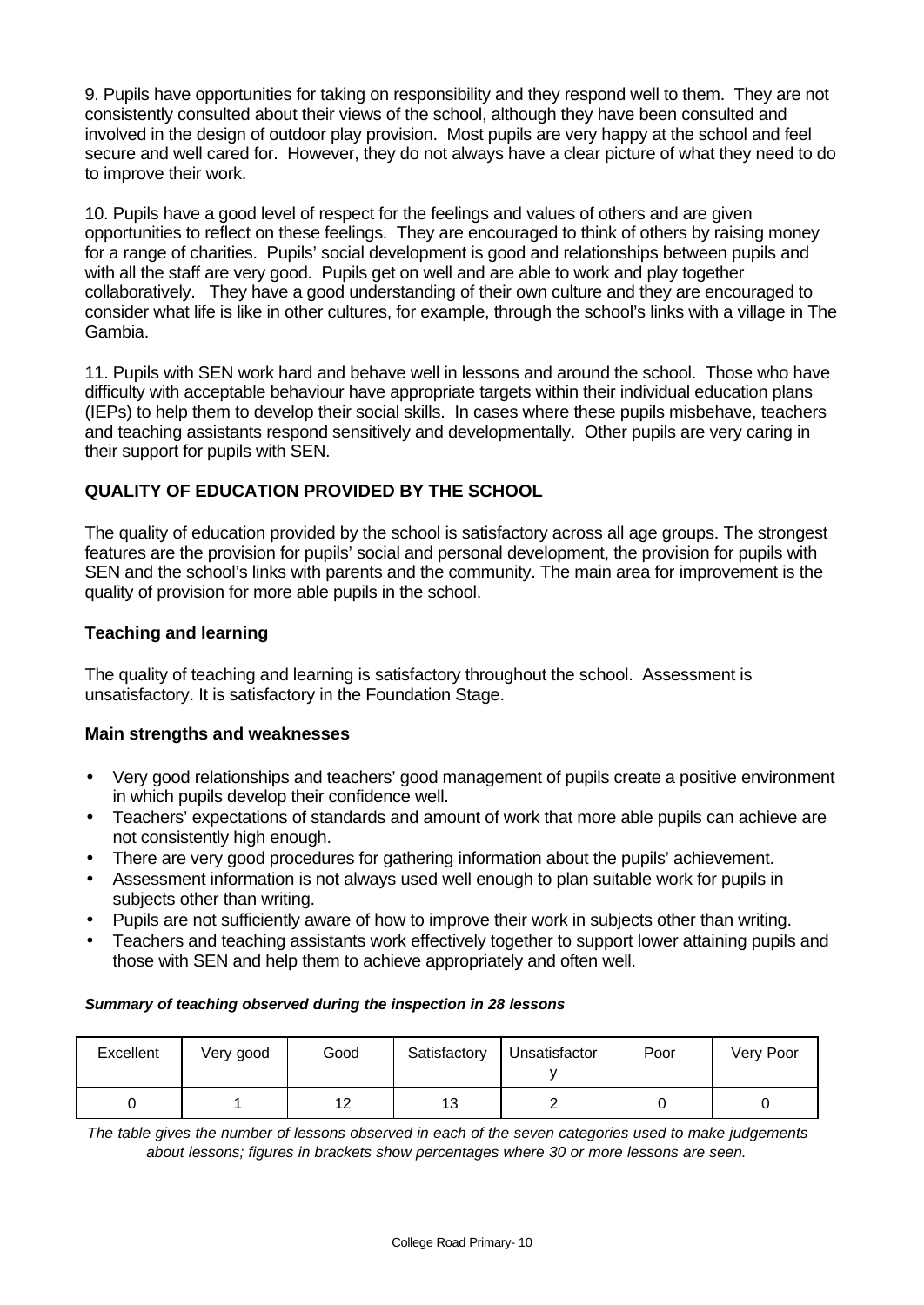9. Pupils have opportunities for taking on responsibility and they respond well to them. They are not consistently consulted about their views of the school, although they have been consulted and involved in the design of outdoor play provision. Most pupils are very happy at the school and feel secure and well cared for. However, they do not always have a clear picture of what they need to do to improve their work.

10. Pupils have a good level of respect for the feelings and values of others and are given opportunities to reflect on these feelings. They are encouraged to think of others by raising money for a range of charities. Pupils' social development is good and relationships between pupils and with all the staff are very good. Pupils get on well and are able to work and play together collaboratively. They have a good understanding of their own culture and they are encouraged to consider what life is like in other cultures, for example, through the school's links with a village in The Gambia.

11. Pupils with SEN work hard and behave well in lessons and around the school. Those who have difficulty with acceptable behaviour have appropriate targets within their individual education plans (IEPs) to help them to develop their social skills. In cases where these pupils misbehave, teachers and teaching assistants respond sensitively and developmentally. Other pupils are very caring in their support for pupils with SEN.

## QUALITY OF EDUCATION PROVIDED BY THE SCHOOL

The quality of education provided by the school is satisfactory across all age groups. The strongest features are the provision for pupils' social and personal development, the provision for pupils with SEN and the school's links with parents and the community. The main area for improvement is the quality of provision for more able pupils in the school.

### Teaching and learning

The quality of teaching and learning is satisfactory throughout the school. Assessment is unsatisfactory. It is satisfactory in the Foundation Stage.

#### Main strengths and weaknesses

- Very good relationships and teachers' good management of pupils create a positive environment in which pupils develop their confidence well.
- Teachers' expectations of standards and amount of work that more able pupils can achieve are not consistently high enough.
- There are very good procedures for gathering information about the pupils' achievement.
- Assessment information is not always used well enough to plan suitable work for pupils in subjects other than writing.
- Pupils are not sufficiently aware of how to improve their work in subjects other than writing.
- Teachers and teaching assistants work effectively together to support lower attaining pupils and those with SEN and help them to achieve appropriately and often well.

***Summary of teaching observed during the inspection in 28 lessons***

| Excellent | Very good | Good | Satisfactory | Unsatisfactory | Poor | Very Poor |
|---|---|---|---|---|---|---|
| 0 | 1 | 12 | 13 | 2 | 0 | 0 |

*The table gives the number of lessons observed in each of the seven categories used to make judgements about lessons; figures in brackets show percentages where 30 or more lessons are seen.*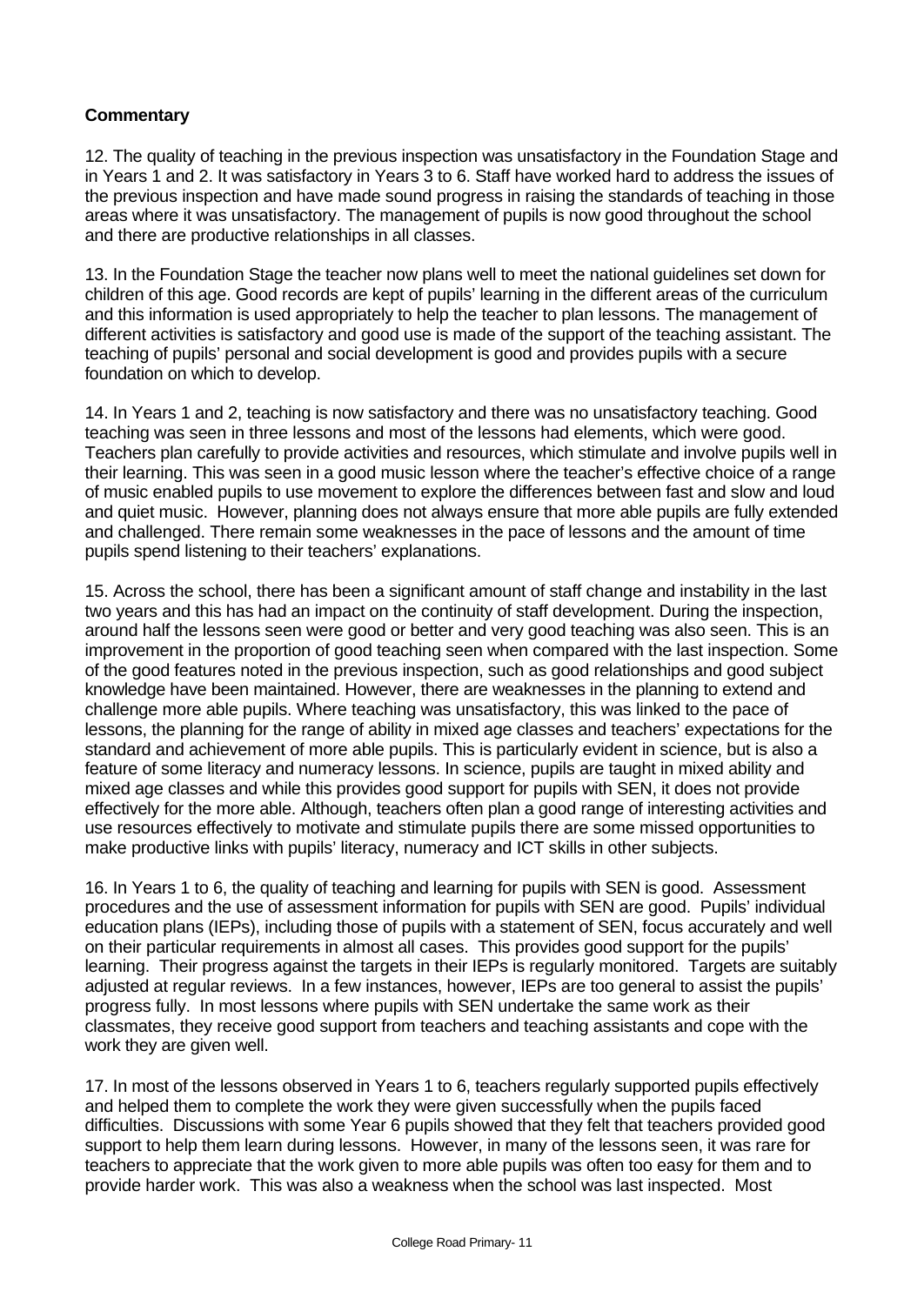**Commentary**

12. The quality of teaching in the previous inspection was unsatisfactory in the Foundation Stage and in Years 1 and 2. It was satisfactory in Years 3 to 6. Staff have worked hard to address the issues of the previous inspection and have made sound progress in raising the standards of teaching in those areas where it was unsatisfactory. The management of pupils is now good throughout the school and there are productive relationships in all classes.

13. In the Foundation Stage the teacher now plans well to meet the national guidelines set down for children of this age. Good records are kept of pupils' learning in the different areas of the curriculum and this information is used appropriately to help the teacher to plan lessons. The management of different activities is satisfactory and good use is made of the support of the teaching assistant. The teaching of pupils' personal and social development is good and provides pupils with a secure foundation on which to develop.

14. In Years 1 and 2, teaching is now satisfactory and there was no unsatisfactory teaching. Good teaching was seen in three lessons and most of the lessons had elements, which were good. Teachers plan carefully to provide activities and resources, which stimulate and involve pupils well in their learning. This was seen in a good music lesson where the teacher's effective choice of a range of music enabled pupils to use movement to explore the differences between fast and slow and loud and quiet music. However, planning does not always ensure that more able pupils are fully extended and challenged. There remain some weaknesses in the pace of lessons and the amount of time pupils spend listening to their teachers' explanations.

15. Across the school, there has been a significant amount of staff change and instability in the last two years and this has had an impact on the continuity of staff development. During the inspection, around half the lessons seen were good or better and very good teaching was also seen. This is an improvement in the proportion of good teaching seen when compared with the last inspection. Some of the good features noted in the previous inspection, such as good relationships and good subject knowledge have been maintained. However, there are weaknesses in the planning to extend and challenge more able pupils. Where teaching was unsatisfactory, this was linked to the pace of lessons, the planning for the range of ability in mixed age classes and teachers' expectations for the standard and achievement of more able pupils. This is particularly evident in science, but is also a feature of some literacy and numeracy lessons. In science, pupils are taught in mixed ability and mixed age classes and while this provides good support for pupils with SEN, it does not provide effectively for the more able. Although, teachers often plan a good range of interesting activities and use resources effectively to motivate and stimulate pupils there are some missed opportunities to make productive links with pupils' literacy, numeracy and ICT skills in other subjects.

16. In Years 1 to 6, the quality of teaching and learning for pupils with SEN is good. Assessment procedures and the use of assessment information for pupils with SEN are good. Pupils' individual education plans (IEPs), including those of pupils with a statement of SEN, focus accurately and well on their particular requirements in almost all cases. This provides good support for the pupils' learning. Their progress against the targets in their IEPs is regularly monitored. Targets are suitably adjusted at regular reviews. In a few instances, however, IEPs are too general to assist the pupils' progress fully. In most lessons where pupils with SEN undertake the same work as their classmates, they receive good support from teachers and teaching assistants and cope with the work they are given well.

17. In most of the lessons observed in Years 1 to 6, teachers regularly supported pupils effectively and helped them to complete the work they were given successfully when the pupils faced difficulties. Discussions with some Year 6 pupils showed that they felt that teachers provided good support to help them learn during lessons. However, in many of the lessons seen, it was rare for teachers to appreciate that the work given to more able pupils was often too easy for them and to provide harder work. This was also a weakness when the school was last inspected. Most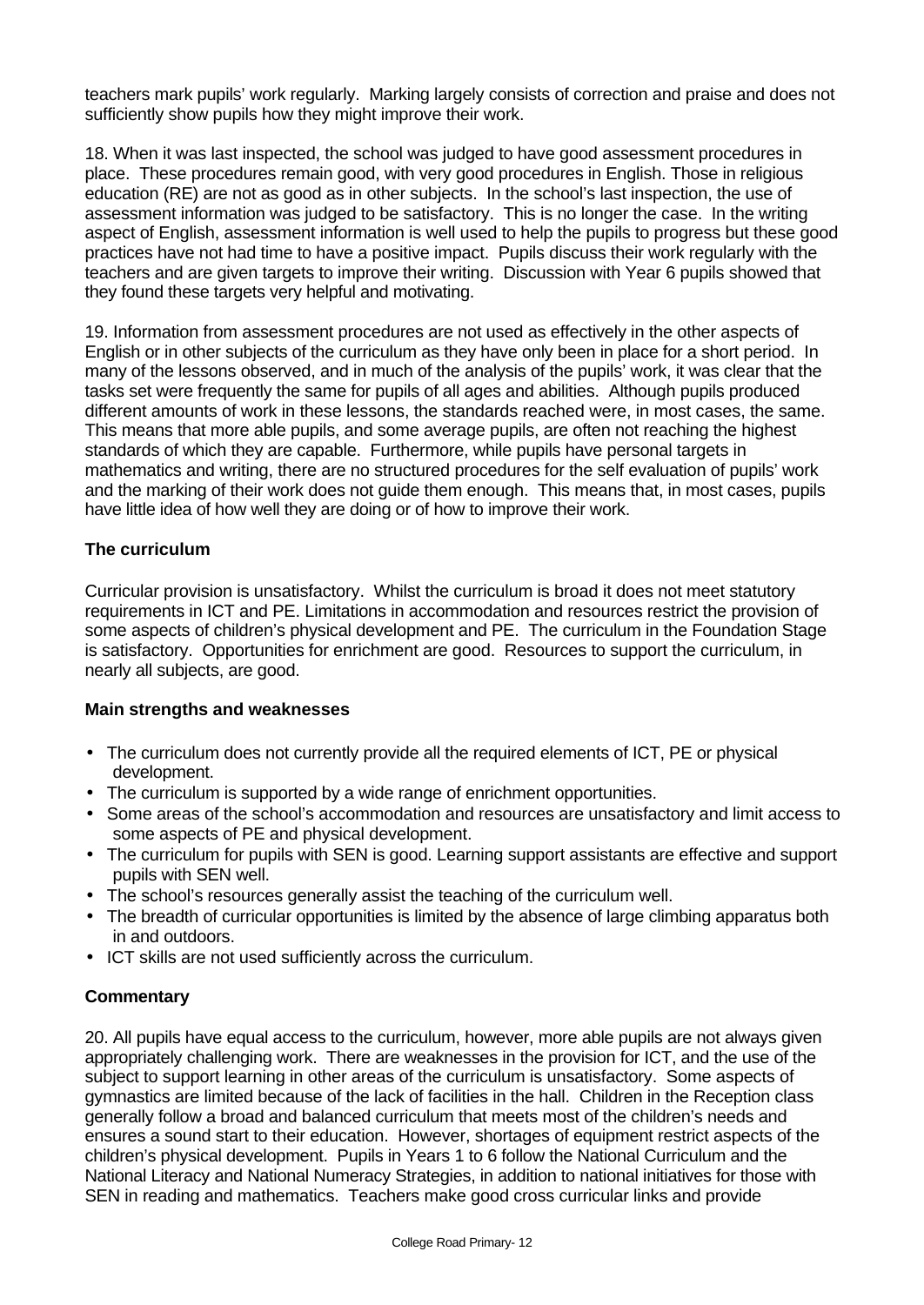teachers mark pupils' work regularly. Marking largely consists of correction and praise and does not sufficiently show pupils how they might improve their work.

18. When it was last inspected, the school was judged to have good assessment procedures in place. These procedures remain good, with very good procedures in English. Those in religious education (RE) are not as good as in other subjects. In the school's last inspection, the use of assessment information was judged to be satisfactory. This is no longer the case. In the writing aspect of English, assessment information is well used to help the pupils to progress but these good practices have not had time to have a positive impact. Pupils discuss their work regularly with the teachers and are given targets to improve their writing. Discussion with Year 6 pupils showed that they found these targets very helpful and motivating.

19. Information from assessment procedures are not used as effectively in the other aspects of English or in other subjects of the curriculum as they have only been in place for a short period. In many of the lessons observed, and in much of the analysis of the pupils' work, it was clear that the tasks set were frequently the same for pupils of all ages and abilities. Although pupils produced different amounts of work in these lessons, the standards reached were, in most cases, the same. This means that more able pupils, and some average pupils, are often not reaching the highest standards of which they are capable. Furthermore, while pupils have personal targets in mathematics and writing, there are no structured procedures for the self evaluation of pupils' work and the marking of their work does not guide them enough. This means that, in most cases, pupils have little idea of how well they are doing or of how to improve their work.

### The curriculum

Curricular provision is unsatisfactory. Whilst the curriculum is broad it does not meet statutory requirements in ICT and PE. Limitations in accommodation and resources restrict the provision of some aspects of children's physical development and PE. The curriculum in the Foundation Stage is satisfactory. Opportunities for enrichment are good. Resources to support the curriculum, in nearly all subjects, are good.

#### Main strengths and weaknesses

- The curriculum does not currently provide all the required elements of ICT, PE or physical development.
- The curriculum is supported by a wide range of enrichment opportunities.
- Some areas of the school's accommodation and resources are unsatisfactory and limit access to some aspects of PE and physical development.
- The curriculum for pupils with SEN is good. Learning support assistants are effective and support pupils with SEN well.
- The school's resources generally assist the teaching of the curriculum well.
- The breadth of curricular opportunities is limited by the absence of large climbing apparatus both in and outdoors.
- ICT skills are not used sufficiently across the curriculum.

#### Commentary

20. All pupils have equal access to the curriculum, however, more able pupils are not always given appropriately challenging work. There are weaknesses in the provision for ICT, and the use of the subject to support learning in other areas of the curriculum is unsatisfactory. Some aspects of gymnastics are limited because of the lack of facilities in the hall. Children in the Reception class generally follow a broad and balanced curriculum that meets most of the children's needs and ensures a sound start to their education. However, shortages of equipment restrict aspects of the children's physical development. Pupils in Years 1 to 6 follow the National Curriculum and the National Literacy and National Numeracy Strategies, in addition to national initiatives for those with SEN in reading and mathematics. Teachers make good cross curricular links and provide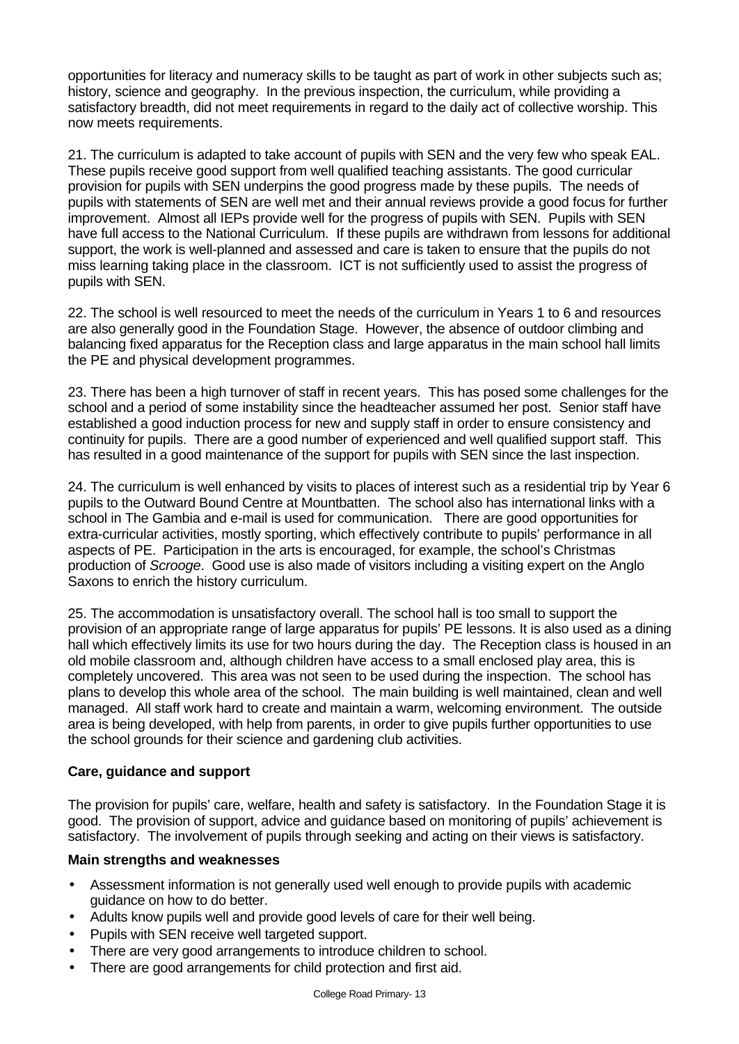opportunities for literacy and numeracy skills to be taught as part of work in other subjects such as; history, science and geography. In the previous inspection, the curriculum, while providing a satisfactory breadth, did not meet requirements in regard to the daily act of collective worship. This now meets requirements.

21. The curriculum is adapted to take account of pupils with SEN and the very few who speak EAL. These pupils receive good support from well qualified teaching assistants. The good curricular provision for pupils with SEN underpins the good progress made by these pupils. The needs of pupils with statements of SEN are well met and their annual reviews provide a good focus for further improvement. Almost all IEPs provide well for the progress of pupils with SEN. Pupils with SEN have full access to the National Curriculum. If these pupils are withdrawn from lessons for additional support, the work is well-planned and assessed and care is taken to ensure that the pupils do not miss learning taking place in the classroom. ICT is not sufficiently used to assist the progress of pupils with SEN.

22. The school is well resourced to meet the needs of the curriculum in Years 1 to 6 and resources are also generally good in the Foundation Stage. However, the absence of outdoor climbing and balancing fixed apparatus for the Reception class and large apparatus in the main school hall limits the PE and physical development programmes.

23. There has been a high turnover of staff in recent years. This has posed some challenges for the school and a period of some instability since the headteacher assumed her post. Senior staff have established a good induction process for new and supply staff in order to ensure consistency and continuity for pupils. There are a good number of experienced and well qualified support staff. This has resulted in a good maintenance of the support for pupils with SEN since the last inspection.

24. The curriculum is well enhanced by visits to places of interest such as a residential trip by Year 6 pupils to the Outward Bound Centre at Mountbatten. The school also has international links with a school in The Gambia and e-mail is used for communication. There are good opportunities for extra-curricular activities, mostly sporting, which effectively contribute to pupils' performance in all aspects of PE. Participation in the arts is encouraged, for example, the school's Christmas production of *Scrooge*. Good use is also made of visitors including a visiting expert on the Anglo Saxons to enrich the history curriculum.

25. The accommodation is unsatisfactory overall. The school hall is too small to support the provision of an appropriate range of large apparatus for pupils' PE lessons. It is also used as a dining hall which effectively limits its use for two hours during the day. The Reception class is housed in an old mobile classroom and, although children have access to a small enclosed play area, this is completely uncovered. This area was not seen to be used during the inspection. The school has plans to develop this whole area of the school. The main building is well maintained, clean and well managed. All staff work hard to create and maintain a warm, welcoming environment. The outside area is being developed, with help from parents, in order to give pupils further opportunities to use the school grounds for their science and gardening club activities.

### Care, guidance and support

The provision for pupils' care, welfare, health and safety is satisfactory. In the Foundation Stage it is good. The provision of support, advice and guidance based on monitoring of pupils' achievement is satisfactory. The involvement of pupils through seeking and acting on their views is satisfactory.

#### Main strengths and weaknesses

- Assessment information is not generally used well enough to provide pupils with academic guidance on how to do better.
- Adults know pupils well and provide good levels of care for their well being.
- Pupils with SEN receive well targeted support.
- There are very good arrangements to introduce children to school.
- There are good arrangements for child protection and first aid.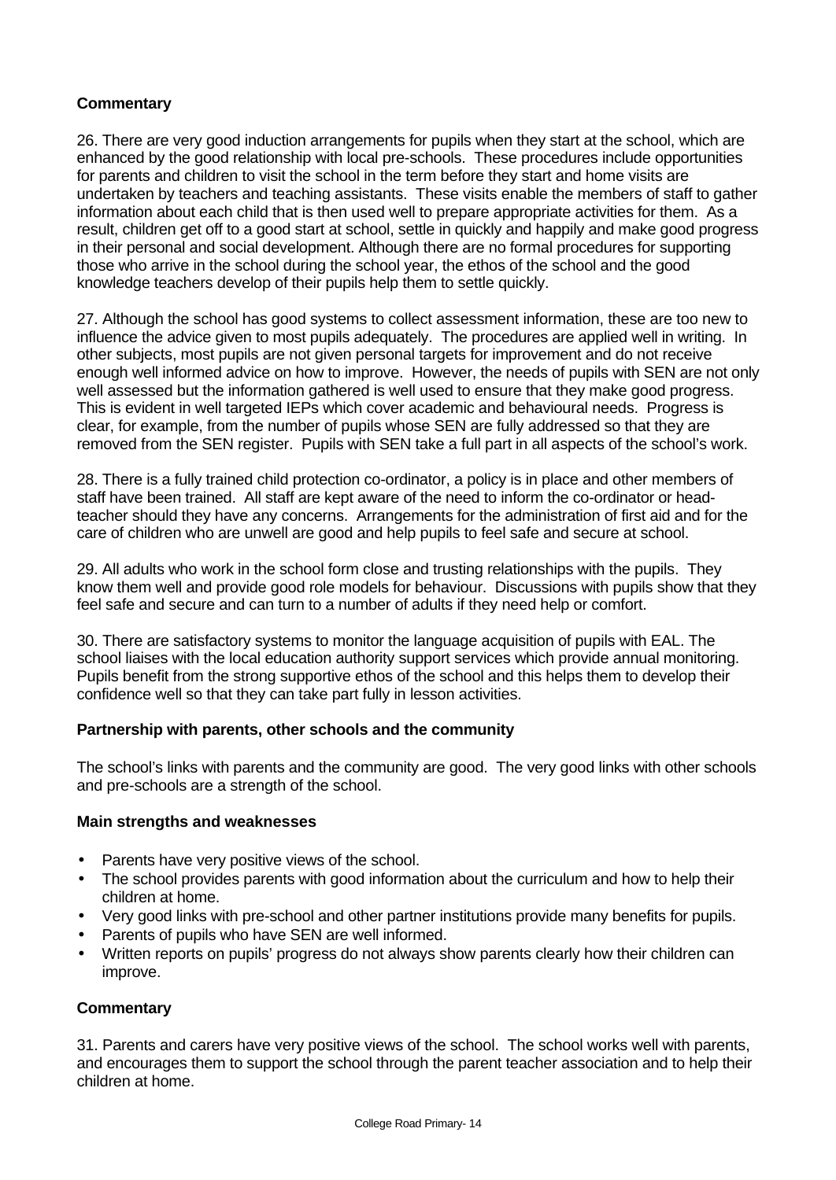### Commentary

26. There are very good induction arrangements for pupils when they start at the school, which are enhanced by the good relationship with local pre-schools. These procedures include opportunities for parents and children to visit the school in the term before they start and home visits are undertaken by teachers and teaching assistants. These visits enable the members of staff to gather information about each child that is then used well to prepare appropriate activities for them. As a result, children get off to a good start at school, settle in quickly and happily and make good progress in their personal and social development. Although there are no formal procedures for supporting those who arrive in the school during the school year, the ethos of the school and the good knowledge teachers develop of their pupils help them to settle quickly.

27. Although the school has good systems to collect assessment information, these are too new to influence the advice given to most pupils adequately. The procedures are applied well in writing. In other subjects, most pupils are not given personal targets for improvement and do not receive enough well informed advice on how to improve. However, the needs of pupils with SEN are not only well assessed but the information gathered is well used to ensure that they make good progress. This is evident in well targeted IEPs which cover academic and behavioural needs. Progress is clear, for example, from the number of pupils whose SEN are fully addressed so that they are removed from the SEN register. Pupils with SEN take a full part in all aspects of the school's work.

28. There is a fully trained child protection co-ordinator, a policy is in place and other members of staff have been trained. All staff are kept aware of the need to inform the co-ordinator or head-teacher should they have any concerns. Arrangements for the administration of first aid and for the care of children who are unwell are good and help pupils to feel safe and secure at school.

29. All adults who work in the school form close and trusting relationships with the pupils. They know them well and provide good role models for behaviour. Discussions with pupils show that they feel safe and secure and can turn to a number of adults if they need help or comfort.

30. There are satisfactory systems to monitor the language acquisition of pupils with EAL. The school liaises with the local education authority support services which provide annual monitoring. Pupils benefit from the strong supportive ethos of the school and this helps them to develop their confidence well so that they can take part fully in lesson activities.

### Partnership with parents, other schools and the community

The school's links with parents and the community are good. The very good links with other schools and pre-schools are a strength of the school.

### Main strengths and weaknesses

- Parents have very positive views of the school.
- The school provides parents with good information about the curriculum and how to help their children at home.
- Very good links with pre-school and other partner institutions provide many benefits for pupils.
- Parents of pupils who have SEN are well informed.
- Written reports on pupils' progress do not always show parents clearly how their children can improve.

### Commentary

31. Parents and carers have very positive views of the school. The school works well with parents, and encourages them to support the school through the parent teacher association and to help their children at home.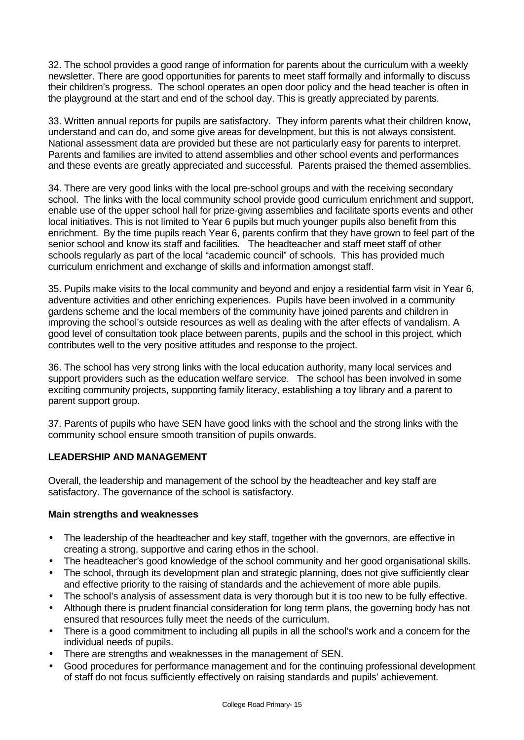32. The school provides a good range of information for parents about the curriculum with a weekly newsletter. There are good opportunities for parents to meet staff formally and informally to discuss their children's progress. The school operates an open door policy and the head teacher is often in the playground at the start and end of the school day. This is greatly appreciated by parents.

33. Written annual reports for pupils are satisfactory. They inform parents what their children know, understand and can do, and some give areas for development, but this is not always consistent. National assessment data are provided but these are not particularly easy for parents to interpret. Parents and families are invited to attend assemblies and other school events and performances and these events are greatly appreciated and successful. Parents praised the themed assemblies.

34. There are very good links with the local pre-school groups and with the receiving secondary school. The links with the local community school provide good curriculum enrichment and support, enable use of the upper school hall for prize-giving assemblies and facilitate sports events and other local initiatives. This is not limited to Year 6 pupils but much younger pupils also benefit from this enrichment. By the time pupils reach Year 6, parents confirm that they have grown to feel part of the senior school and know its staff and facilities. The headteacher and staff meet staff of other schools regularly as part of the local "academic council" of schools. This has provided much curriculum enrichment and exchange of skills and information amongst staff.

35. Pupils make visits to the local community and beyond and enjoy a residential farm visit in Year 6, adventure activities and other enriching experiences. Pupils have been involved in a community gardens scheme and the local members of the community have joined parents and children in improving the school's outside resources as well as dealing with the after effects of vandalism. A good level of consultation took place between parents, pupils and the school in this project, which contributes well to the very positive attitudes and response to the project.

36. The school has very strong links with the local education authority, many local services and support providers such as the education welfare service. The school has been involved in some exciting community projects, supporting family literacy, establishing a toy library and a parent to parent support group.

37. Parents of pupils who have SEN have good links with the school and the strong links with the community school ensure smooth transition of pupils onwards.

## LEADERSHIP AND MANAGEMENT

Overall, the leadership and management of the school by the headteacher and key staff are satisfactory. The governance of the school is satisfactory.

### Main strengths and weaknesses

- The leadership of the headteacher and key staff, together with the governors, are effective in creating a strong, supportive and caring ethos in the school.
- The headteacher's good knowledge of the school community and her good organisational skills.
- The school, through its development plan and strategic planning, does not give sufficiently clear and effective priority to the raising of standards and the achievement of more able pupils.
- The school's analysis of assessment data is very thorough but it is too new to be fully effective.
- Although there is prudent financial consideration for long term plans, the governing body has not ensured that resources fully meet the needs of the curriculum.
- There is a good commitment to including all pupils in all the school's work and a concern for the individual needs of pupils.
- There are strengths and weaknesses in the management of SEN.
- Good procedures for performance management and for the continuing professional development of staff do not focus sufficiently effectively on raising standards and pupils' achievement.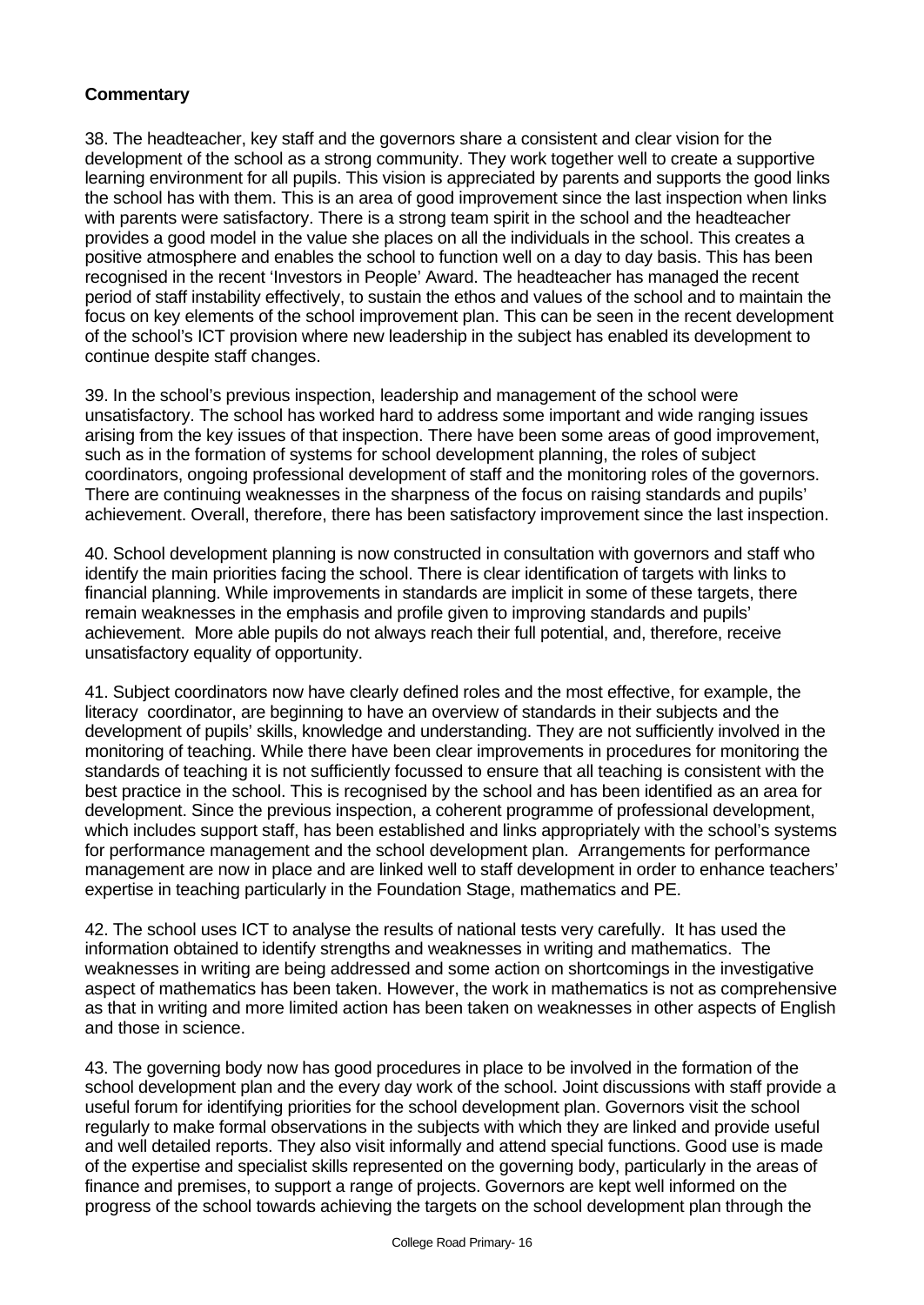**Commentary**

38. The headteacher, key staff and the governors share a consistent and clear vision for the development of the school as a strong community. They work together well to create a supportive learning environment for all pupils. This vision is appreciated by parents and supports the good links the school has with them. This is an area of good improvement since the last inspection when links with parents were satisfactory. There is a strong team spirit in the school and the headteacher provides a good model in the value she places on all the individuals in the school. This creates a positive atmosphere and enables the school to function well on a day to day basis. This has been recognised in the recent 'Investors in People' Award. The headteacher has managed the recent period of staff instability effectively, to sustain the ethos and values of the school and to maintain the focus on key elements of the school improvement plan. This can be seen in the recent development of the school's ICT provision where new leadership in the subject has enabled its development to continue despite staff changes.

39. In the school's previous inspection, leadership and management of the school were unsatisfactory. The school has worked hard to address some important and wide ranging issues arising from the key issues of that inspection. There have been some areas of good improvement, such as in the formation of systems for school development planning, the roles of subject coordinators, ongoing professional development of staff and the monitoring roles of the governors. There are continuing weaknesses in the sharpness of the focus on raising standards and pupils' achievement. Overall, therefore, there has been satisfactory improvement since the last inspection.

40. School development planning is now constructed in consultation with governors and staff who identify the main priorities facing the school. There is clear identification of targets with links to financial planning. While improvements in standards are implicit in some of these targets, there remain weaknesses in the emphasis and profile given to improving standards and pupils' achievement. More able pupils do not always reach their full potential, and, therefore, receive unsatisfactory equality of opportunity.

41. Subject coordinators now have clearly defined roles and the most effective, for example, the literacy coordinator, are beginning to have an overview of standards in their subjects and the development of pupils' skills, knowledge and understanding. They are not sufficiently involved in the monitoring of teaching. While there have been clear improvements in procedures for monitoring the standards of teaching it is not sufficiently focussed to ensure that all teaching is consistent with the best practice in the school. This is recognised by the school and has been identified as an area for development. Since the previous inspection, a coherent programme of professional development, which includes support staff, has been established and links appropriately with the school's systems for performance management and the school development plan. Arrangements for performance management are now in place and are linked well to staff development in order to enhance teachers' expertise in teaching particularly in the Foundation Stage, mathematics and PE.

42. The school uses ICT to analyse the results of national tests very carefully. It has used the information obtained to identify strengths and weaknesses in writing and mathematics. The weaknesses in writing are being addressed and some action on shortcomings in the investigative aspect of mathematics has been taken. However, the work in mathematics is not as comprehensive as that in writing and more limited action has been taken on weaknesses in other aspects of English and those in science.

43. The governing body now has good procedures in place to be involved in the formation of the school development plan and the every day work of the school. Joint discussions with staff provide a useful forum for identifying priorities for the school development plan. Governors visit the school regularly to make formal observations in the subjects with which they are linked and provide useful and well detailed reports. They also visit informally and attend special functions. Good use is made of the expertise and specialist skills represented on the governing body, particularly in the areas of finance and premises, to support a range of projects. Governors are kept well informed on the progress of the school towards achieving the targets on the school development plan through the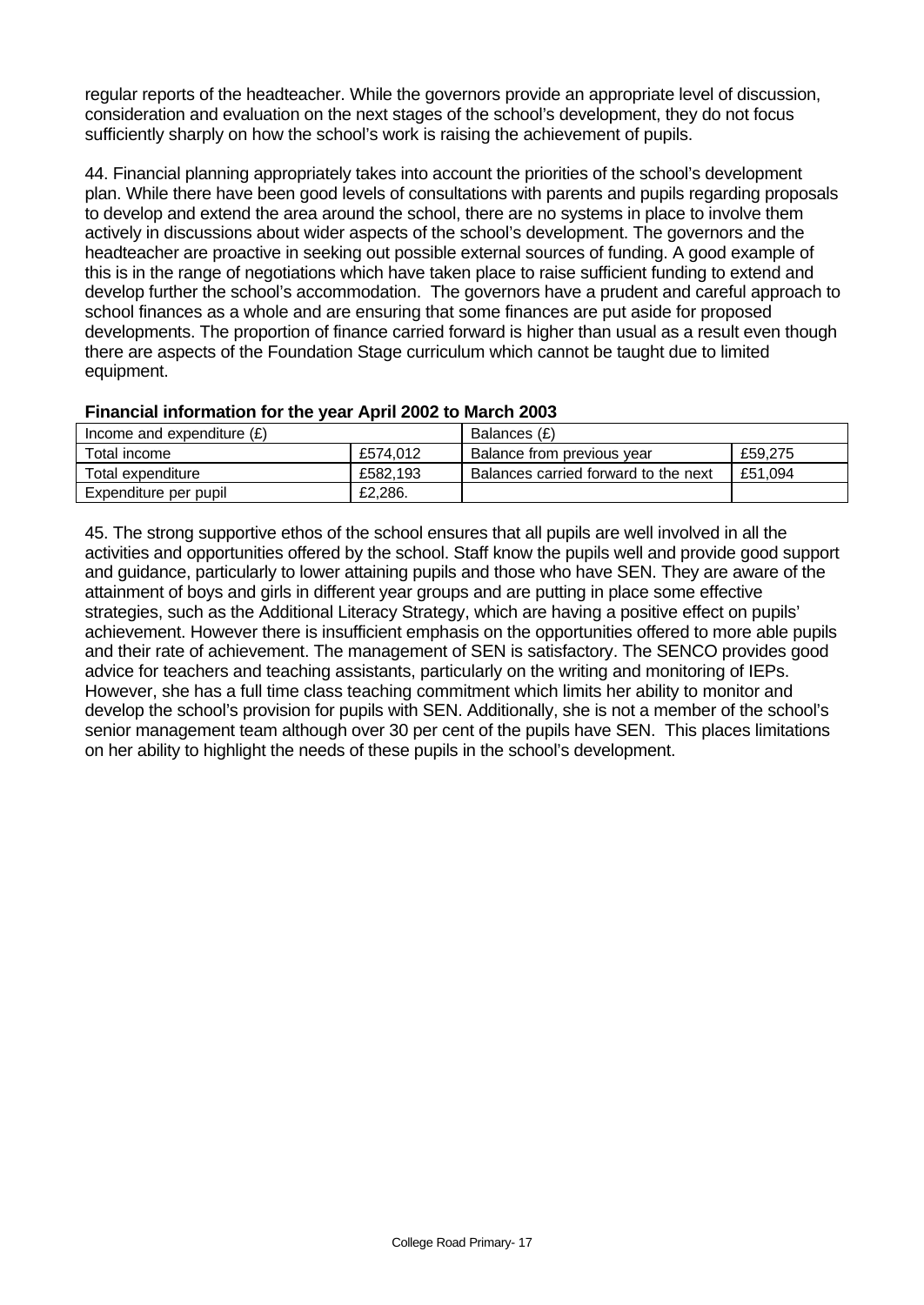regular reports of the headteacher. While the governors provide an appropriate level of discussion, consideration and evaluation on the next stages of the school's development, they do not focus sufficiently sharply on how the school's work is raising the achievement of pupils.

44. Financial planning appropriately takes into account the priorities of the school's development plan. While there have been good levels of consultations with parents and pupils regarding proposals to develop and extend the area around the school, there are no systems in place to involve them actively in discussions about wider aspects of the school's development. The governors and the headteacher are proactive in seeking out possible external sources of funding. A good example of this is in the range of negotiations which have taken place to raise sufficient funding to extend and develop further the school's accommodation. The governors have a prudent and careful approach to school finances as a whole and are ensuring that some finances are put aside for proposed developments. The proportion of finance carried forward is higher than usual as a result even though there are aspects of the Foundation Stage curriculum which cannot be taught due to limited equipment.

**Financial information for the year April 2002 to March 2003**

| Income and expenditure (£) | | Balances (£) | |
|---|---|---|---|
| Total income | £574,012 | Balance from previous year | £59,275 |
| Total expenditure | £582,193 | Balances carried forward to the next | £51,094 |
| Expenditure per pupil | £2,286. | | |

45. The strong supportive ethos of the school ensures that all pupils are well involved in all the activities and opportunities offered by the school. Staff know the pupils well and provide good support and guidance, particularly to lower attaining pupils and those who have SEN. They are aware of the attainment of boys and girls in different year groups and are putting in place some effective strategies, such as the Additional Literacy Strategy, which are having a positive effect on pupils' achievement. However there is insufficient emphasis on the opportunities offered to more able pupils and their rate of achievement. The management of SEN is satisfactory. The SENCO provides good advice for teachers and teaching assistants, particularly on the writing and monitoring of IEPs. However, she has a full time class teaching commitment which limits her ability to monitor and develop the school's provision for pupils with SEN. Additionally, she is not a member of the school's senior management team although over 30 per cent of the pupils have SEN. This places limitations on her ability to highlight the needs of these pupils in the school's development.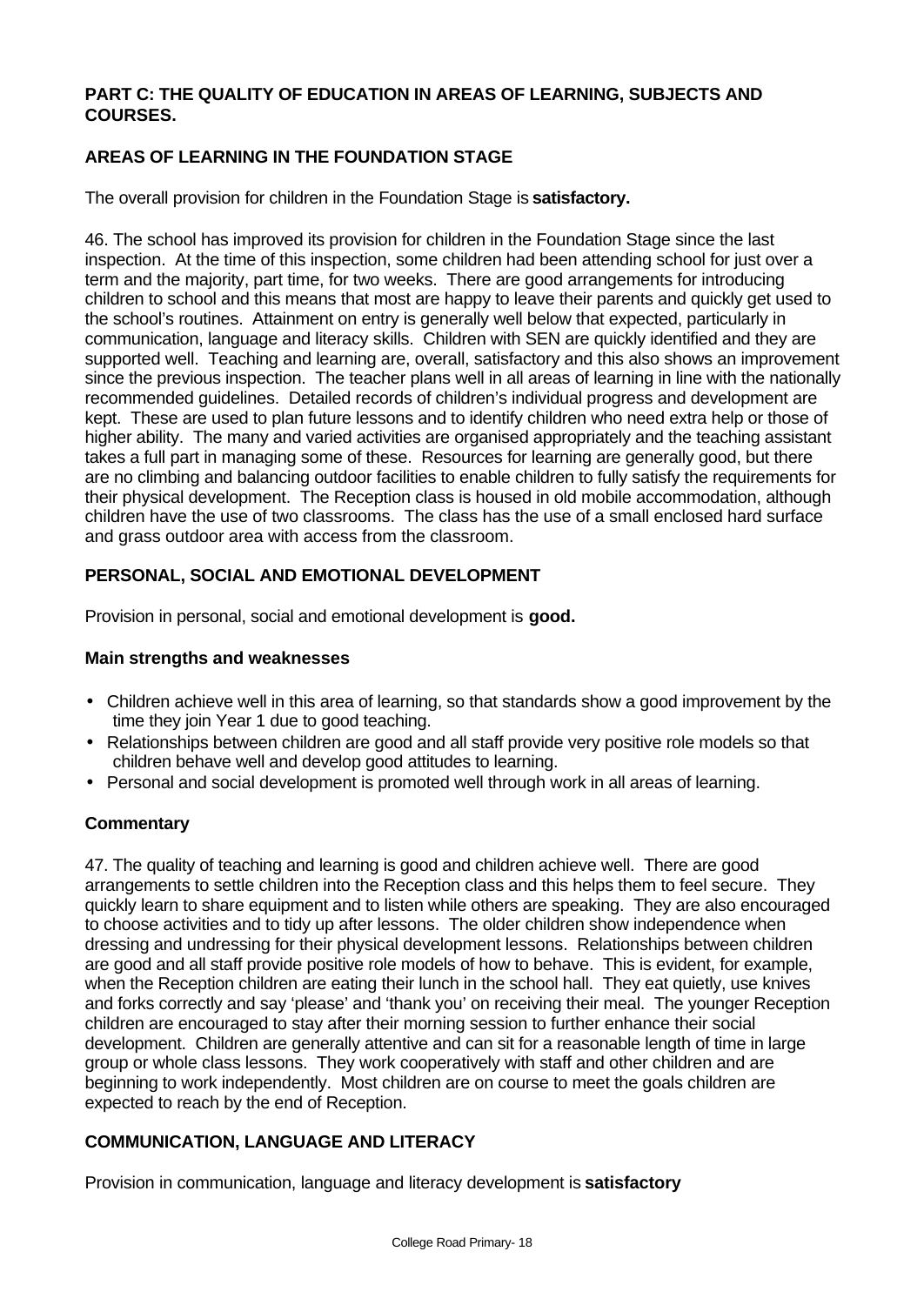## PART C: THE QUALITY OF EDUCATION IN AREAS OF LEARNING, SUBJECTS AND COURSES.

### AREAS OF LEARNING IN THE FOUNDATION STAGE

The overall provision for children in the Foundation Stage is **satisfactory.**

46. The school has improved its provision for children in the Foundation Stage since the last inspection. At the time of this inspection, some children had been attending school for just over a term and the majority, part time, for two weeks. There are good arrangements for introducing children to school and this means that most are happy to leave their parents and quickly get used to the school's routines. Attainment on entry is generally well below that expected, particularly in communication, language and literacy skills. Children with SEN are quickly identified and they are supported well. Teaching and learning are, overall, satisfactory and this also shows an improvement since the previous inspection. The teacher plans well in all areas of learning in line with the nationally recommended guidelines. Detailed records of children's individual progress and development are kept. These are used to plan future lessons and to identify children who need extra help or those of higher ability. The many and varied activities are organised appropriately and the teaching assistant takes a full part in managing some of these. Resources for learning are generally good, but there are no climbing and balancing outdoor facilities to enable children to fully satisfy the requirements for their physical development. The Reception class is housed in old mobile accommodation, although children have the use of two classrooms. The class has the use of a small enclosed hard surface and grass outdoor area with access from the classroom.

### PERSONAL, SOCIAL AND EMOTIONAL DEVELOPMENT

Provision in personal, social and emotional development is **good.**

#### Main strengths and weaknesses

- Children achieve well in this area of learning, so that standards show a good improvement by the time they join Year 1 due to good teaching.
- Relationships between children are good and all staff provide very positive role models so that children behave well and develop good attitudes to learning.
- Personal and social development is promoted well through work in all areas of learning.

#### Commentary

47. The quality of teaching and learning is good and children achieve well. There are good arrangements to settle children into the Reception class and this helps them to feel secure. They quickly learn to share equipment and to listen while others are speaking. They are also encouraged to choose activities and to tidy up after lessons. The older children show independence when dressing and undressing for their physical development lessons. Relationships between children are good and all staff provide positive role models of how to behave. This is evident, for example, when the Reception children are eating their lunch in the school hall. They eat quietly, use knives and forks correctly and say 'please' and 'thank you' on receiving their meal. The younger Reception children are encouraged to stay after their morning session to further enhance their social development. Children are generally attentive and can sit for a reasonable length of time in large group or whole class lessons. They work cooperatively with staff and other children and are beginning to work independently. Most children are on course to meet the goals children are expected to reach by the end of Reception.

### COMMUNICATION, LANGUAGE AND LITERACY

Provision in communication, language and literacy development is **satisfactory**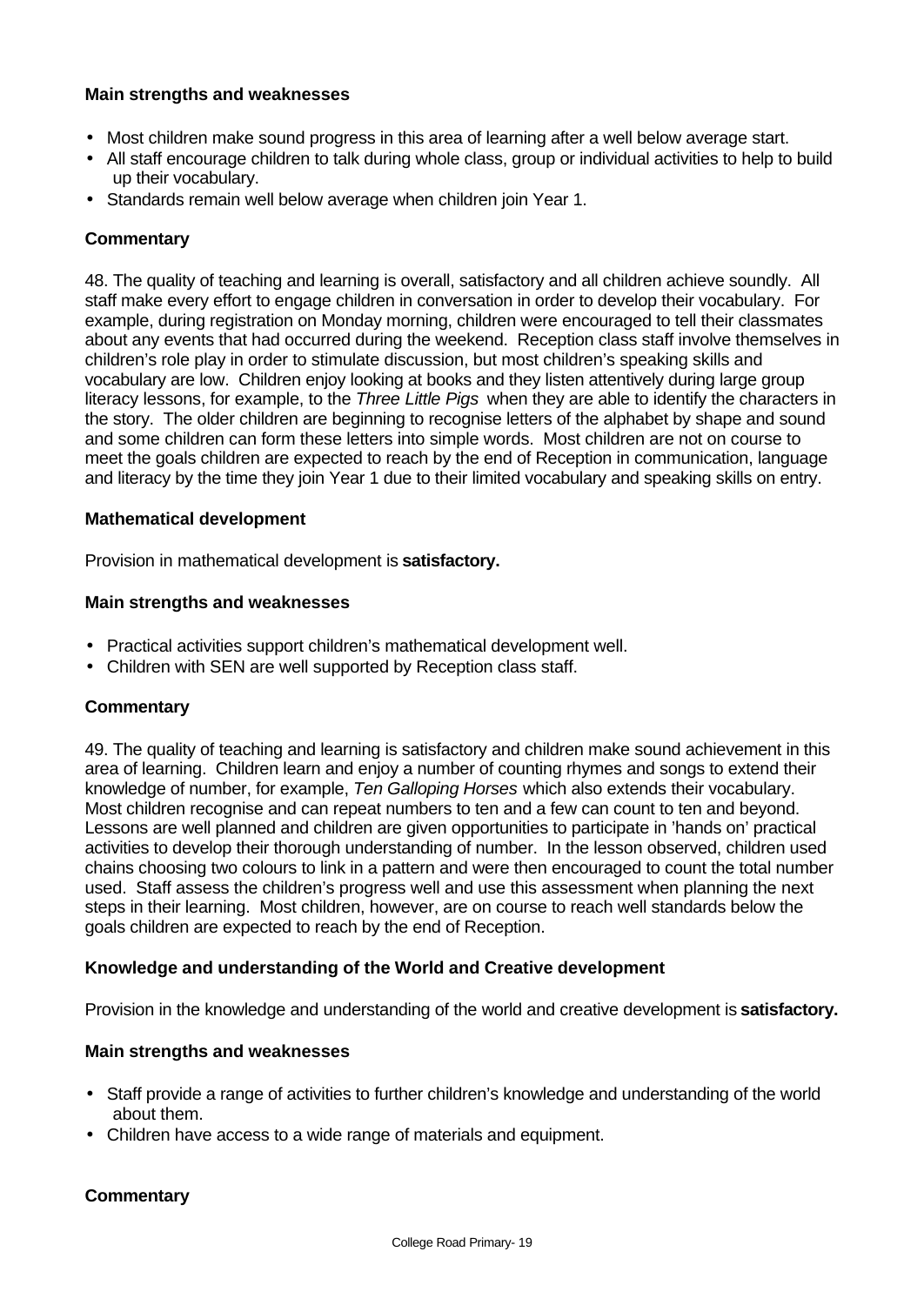### Main strengths and weaknesses

- Most children make sound progress in this area of learning after a well below average start.
- All staff encourage children to talk during whole class, group or individual activities to help to build up their vocabulary.
- Standards remain well below average when children join Year 1.

### Commentary

48. The quality of teaching and learning is overall, satisfactory and all children achieve soundly. All staff make every effort to engage children in conversation in order to develop their vocabulary. For example, during registration on Monday morning, children were encouraged to tell their classmates about any events that had occurred during the weekend. Reception class staff involve themselves in children's role play in order to stimulate discussion, but most children's speaking skills and vocabulary are low. Children enjoy looking at books and they listen attentively during large group literacy lessons, for example, to the *Three Little Pigs* when they are able to identify the characters in the story. The older children are beginning to recognise letters of the alphabet by shape and sound and some children can form these letters into simple words. Most children are not on course to meet the goals children are expected to reach by the end of Reception in communication, language and literacy by the time they join Year 1 due to their limited vocabulary and speaking skills on entry.

### Mathematical development

Provision in mathematical development is **satisfactory.**

### Main strengths and weaknesses

- Practical activities support children's mathematical development well.
- Children with SEN are well supported by Reception class staff.

### Commentary

49. The quality of teaching and learning is satisfactory and children make sound achievement in this area of learning. Children learn and enjoy a number of counting rhymes and songs to extend their knowledge of number, for example, *Ten Galloping Horses* which also extends their vocabulary. Most children recognise and can repeat numbers to ten and a few can count to ten and beyond. Lessons are well planned and children are given opportunities to participate in 'hands on' practical activities to develop their thorough understanding of number. In the lesson observed, children used chains choosing two colours to link in a pattern and were then encouraged to count the total number used. Staff assess the children's progress well and use this assessment when planning the next steps in their learning. Most children, however, are on course to reach well standards below the goals children are expected to reach by the end of Reception.

### Knowledge and understanding of the World and Creative development

Provision in the knowledge and understanding of the world and creative development is **satisfactory.**

### Main strengths and weaknesses

- Staff provide a range of activities to further children's knowledge and understanding of the world about them.
- Children have access to a wide range of materials and equipment.

### Commentary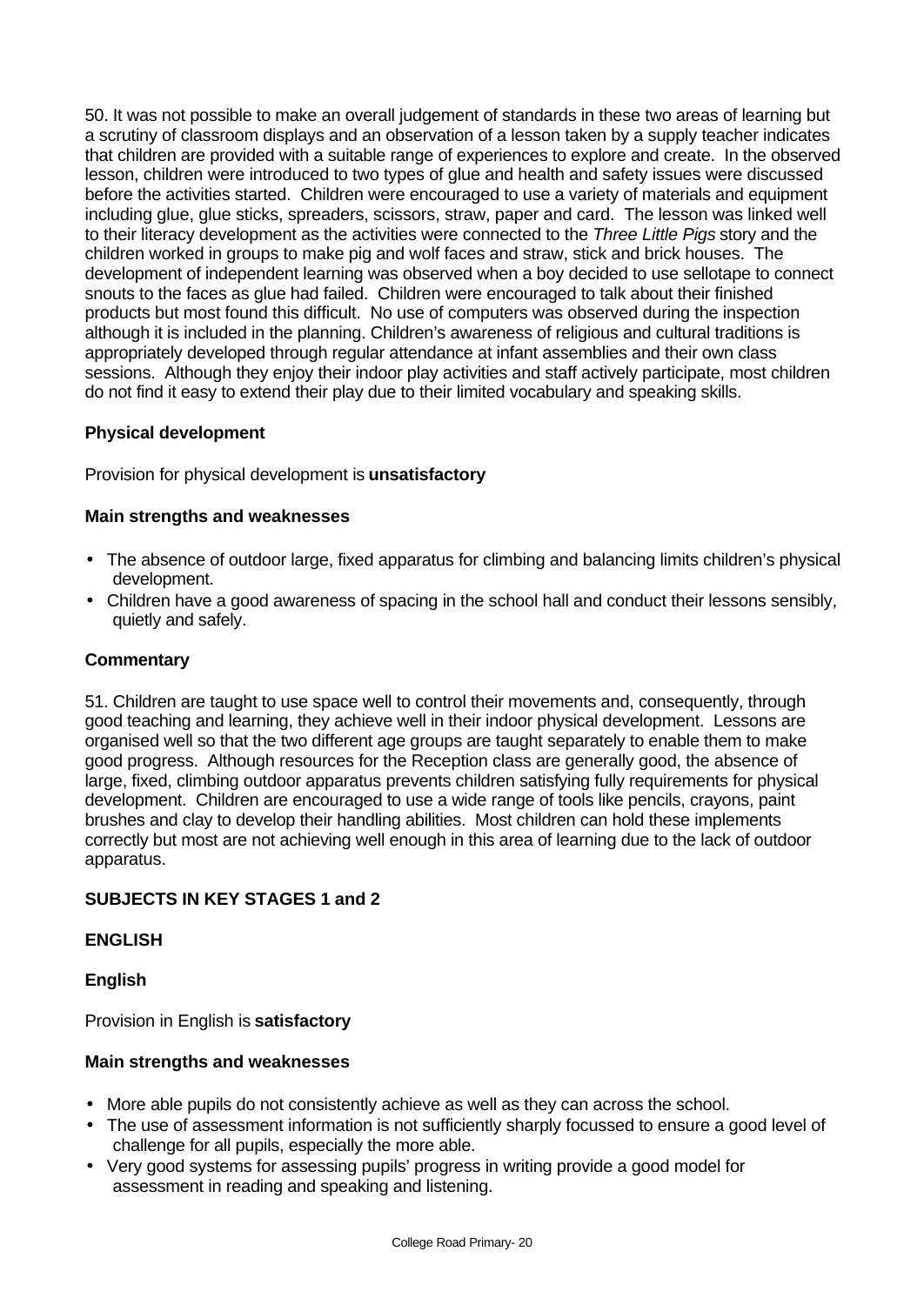50. It was not possible to make an overall judgement of standards in these two areas of learning but a scrutiny of classroom displays and an observation of a lesson taken by a supply teacher indicates that children are provided with a suitable range of experiences to explore and create. In the observed lesson, children were introduced to two types of glue and health and safety issues were discussed before the activities started. Children were encouraged to use a variety of materials and equipment including glue, glue sticks, spreaders, scissors, straw, paper and card. The lesson was linked well to their literacy development as the activities were connected to the *Three Little Pigs* story and the children worked in groups to make pig and wolf faces and straw, stick and brick houses. The development of independent learning was observed when a boy decided to use sellotape to connect snouts to the faces as glue had failed. Children were encouraged to talk about their finished products but most found this difficult. No use of computers was observed during the inspection although it is included in the planning. Children's awareness of religious and cultural traditions is appropriately developed through regular attendance at infant assemblies and their own class sessions. Although they enjoy their indoor play activities and staff actively participate, most children do not find it easy to extend their play due to their limited vocabulary and speaking skills.

### Physical development

Provision for physical development is **unsatisfactory**

#### Main strengths and weaknesses

- The absence of outdoor large, fixed apparatus for climbing and balancing limits children's physical development.
- Children have a good awareness of spacing in the school hall and conduct their lessons sensibly, quietly and safely.

#### Commentary

51. Children are taught to use space well to control their movements and, consequently, through good teaching and learning, they achieve well in their indoor physical development. Lessons are organised well so that the two different age groups are taught separately to enable them to make good progress. Although resources for the Reception class are generally good, the absence of large, fixed, climbing outdoor apparatus prevents children satisfying fully requirements for physical development. Children are encouraged to use a wide range of tools like pencils, crayons, paint brushes and clay to develop their handling abilities. Most children can hold these implements correctly but most are not achieving well enough in this area of learning due to the lack of outdoor apparatus.

## SUBJECTS IN KEY STAGES 1 and 2

### ENGLISH

### English

Provision in English is **satisfactory**

#### Main strengths and weaknesses

- More able pupils do not consistently achieve as well as they can across the school.
- The use of assessment information is not sufficiently sharply focussed to ensure a good level of challenge for all pupils, especially the more able.
- Very good systems for assessing pupils' progress in writing provide a good model for assessment in reading and speaking and listening.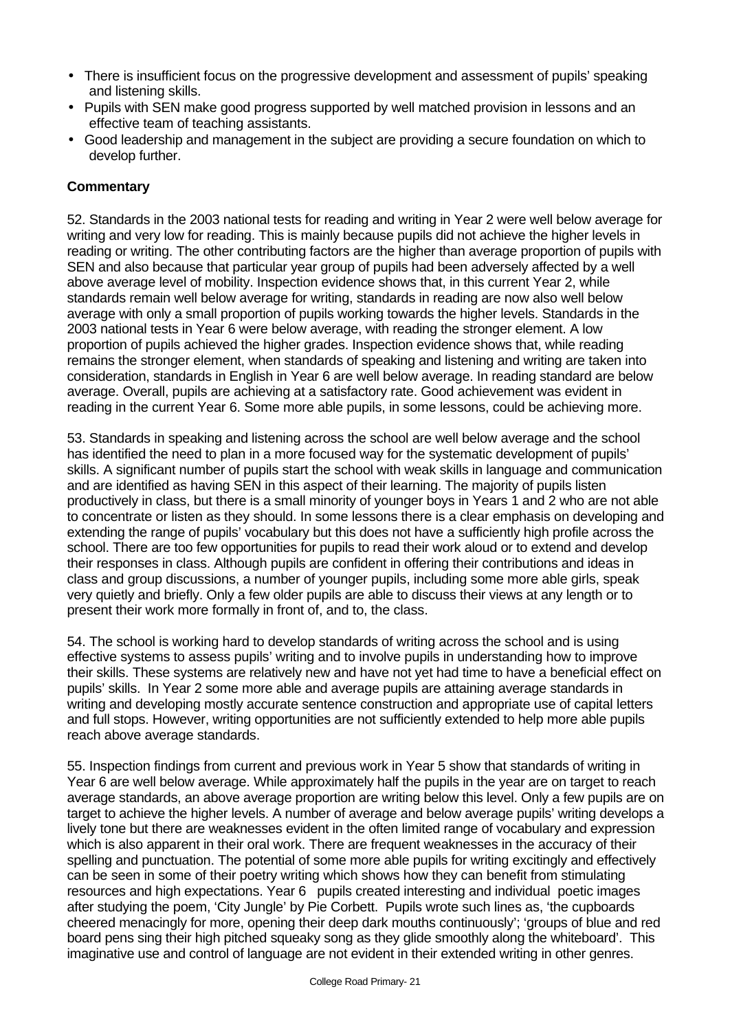- There is insufficient focus on the progressive development and assessment of pupils' speaking and listening skills.
- Pupils with SEN make good progress supported by well matched provision in lessons and an effective team of teaching assistants.
- Good leadership and management in the subject are providing a secure foundation on which to develop further.

**Commentary**

52. Standards in the 2003 national tests for reading and writing in Year 2 were well below average for writing and very low for reading. This is mainly because pupils did not achieve the higher levels in reading or writing. The other contributing factors are the higher than average proportion of pupils with SEN and also because that particular year group of pupils had been adversely affected by a well above average level of mobility. Inspection evidence shows that, in this current Year 2, while standards remain well below average for writing, standards in reading are now also well below average with only a small proportion of pupils working towards the higher levels. Standards in the 2003 national tests in Year 6 were below average, with reading the stronger element. A low proportion of pupils achieved the higher grades. Inspection evidence shows that, while reading remains the stronger element, when standards of speaking and listening and writing are taken into consideration, standards in English in Year 6 are well below average. In reading standard are below average. Overall, pupils are achieving at a satisfactory rate. Good achievement was evident in reading in the current Year 6. Some more able pupils, in some lessons, could be achieving more.

53. Standards in speaking and listening across the school are well below average and the school has identified the need to plan in a more focused way for the systematic development of pupils' skills. A significant number of pupils start the school with weak skills in language and communication and are identified as having SEN in this aspect of their learning. The majority of pupils listen productively in class, but there is a small minority of younger boys in Years 1 and 2 who are not able to concentrate or listen as they should. In some lessons there is a clear emphasis on developing and extending the range of pupils' vocabulary but this does not have a sufficiently high profile across the school. There are too few opportunities for pupils to read their work aloud or to extend and develop their responses in class. Although pupils are confident in offering their contributions and ideas in class and group discussions, a number of younger pupils, including some more able girls, speak very quietly and briefly. Only a few older pupils are able to discuss their views at any length or to present their work more formally in front of, and to, the class.

54. The school is working hard to develop standards of writing across the school and is using effective systems to assess pupils' writing and to involve pupils in understanding how to improve their skills. These systems are relatively new and have not yet had time to have a beneficial effect on pupils' skills. In Year 2 some more able and average pupils are attaining average standards in writing and developing mostly accurate sentence construction and appropriate use of capital letters and full stops. However, writing opportunities are not sufficiently extended to help more able pupils reach above average standards.

55. Inspection findings from current and previous work in Year 5 show that standards of writing in Year 6 are well below average. While approximately half the pupils in the year are on target to reach average standards, an above average proportion are writing below this level. Only a few pupils are on target to achieve the higher levels. A number of average and below average pupils' writing develops a lively tone but there are weaknesses evident in the often limited range of vocabulary and expression which is also apparent in their oral work. There are frequent weaknesses in the accuracy of their spelling and punctuation. The potential of some more able pupils for writing excitingly and effectively can be seen in some of their poetry writing which shows how they can benefit from stimulating resources and high expectations. Year 6 pupils created interesting and individual poetic images after studying the poem, 'City Jungle' by Pie Corbett. Pupils wrote such lines as, 'the cupboards cheered menacingly for more, opening their deep dark mouths continuously'; 'groups of blue and red board pens sing their high pitched squeaky song as they glide smoothly along the whiteboard'. This imaginative use and control of language are not evident in their extended writing in other genres.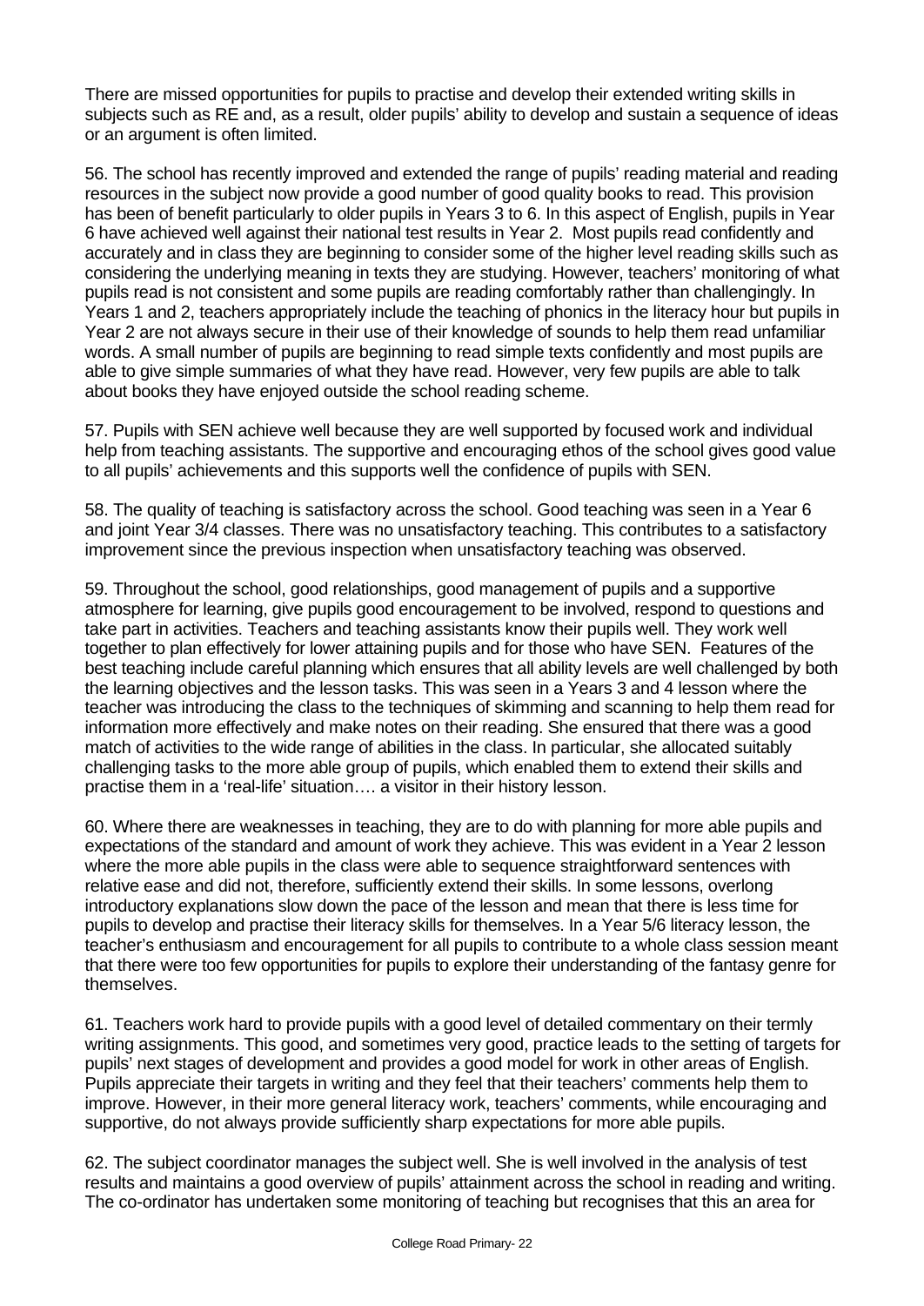There are missed opportunities for pupils to practise and develop their extended writing skills in subjects such as RE and, as a result, older pupils' ability to develop and sustain a sequence of ideas or an argument is often limited.

56. The school has recently improved and extended the range of pupils' reading material and reading resources in the subject now provide a good number of good quality books to read. This provision has been of benefit particularly to older pupils in Years 3 to 6. In this aspect of English, pupils in Year 6 have achieved well against their national test results in Year 2. Most pupils read confidently and accurately and in class they are beginning to consider some of the higher level reading skills such as considering the underlying meaning in texts they are studying. However, teachers' monitoring of what pupils read is not consistent and some pupils are reading comfortably rather than challengingly. In Years 1 and 2, teachers appropriately include the teaching of phonics in the literacy hour but pupils in Year 2 are not always secure in their use of their knowledge of sounds to help them read unfamiliar words. A small number of pupils are beginning to read simple texts confidently and most pupils are able to give simple summaries of what they have read. However, very few pupils are able to talk about books they have enjoyed outside the school reading scheme.

57. Pupils with SEN achieve well because they are well supported by focused work and individual help from teaching assistants. The supportive and encouraging ethos of the school gives good value to all pupils' achievements and this supports well the confidence of pupils with SEN.

58. The quality of teaching is satisfactory across the school. Good teaching was seen in a Year 6 and joint Year 3/4 classes. There was no unsatisfactory teaching. This contributes to a satisfactory improvement since the previous inspection when unsatisfactory teaching was observed.

59. Throughout the school, good relationships, good management of pupils and a supportive atmosphere for learning, give pupils good encouragement to be involved, respond to questions and take part in activities. Teachers and teaching assistants know their pupils well. They work well together to plan effectively for lower attaining pupils and for those who have SEN. Features of the best teaching include careful planning which ensures that all ability levels are well challenged by both the learning objectives and the lesson tasks. This was seen in a Years 3 and 4 lesson where the teacher was introducing the class to the techniques of skimming and scanning to help them read for information more effectively and make notes on their reading. She ensured that there was a good match of activities to the wide range of abilities in the class. In particular, she allocated suitably challenging tasks to the more able group of pupils, which enabled them to extend their skills and practise them in a 'real-life' situation…. a visitor in their history lesson.

60. Where there are weaknesses in teaching, they are to do with planning for more able pupils and expectations of the standard and amount of work they achieve. This was evident in a Year 2 lesson where the more able pupils in the class were able to sequence straightforward sentences with relative ease and did not, therefore, sufficiently extend their skills. In some lessons, overlong introductory explanations slow down the pace of the lesson and mean that there is less time for pupils to develop and practise their literacy skills for themselves. In a Year 5/6 literacy lesson, the teacher's enthusiasm and encouragement for all pupils to contribute to a whole class session meant that there were too few opportunities for pupils to explore their understanding of the fantasy genre for themselves.

61. Teachers work hard to provide pupils with a good level of detailed commentary on their termly writing assignments. This good, and sometimes very good, practice leads to the setting of targets for pupils' next stages of development and provides a good model for work in other areas of English. Pupils appreciate their targets in writing and they feel that their teachers' comments help them to improve. However, in their more general literacy work, teachers' comments, while encouraging and supportive, do not always provide sufficiently sharp expectations for more able pupils.

62. The subject coordinator manages the subject well. She is well involved in the analysis of test results and maintains a good overview of pupils' attainment across the school in reading and writing. The co-ordinator has undertaken some monitoring of teaching but recognises that this an area for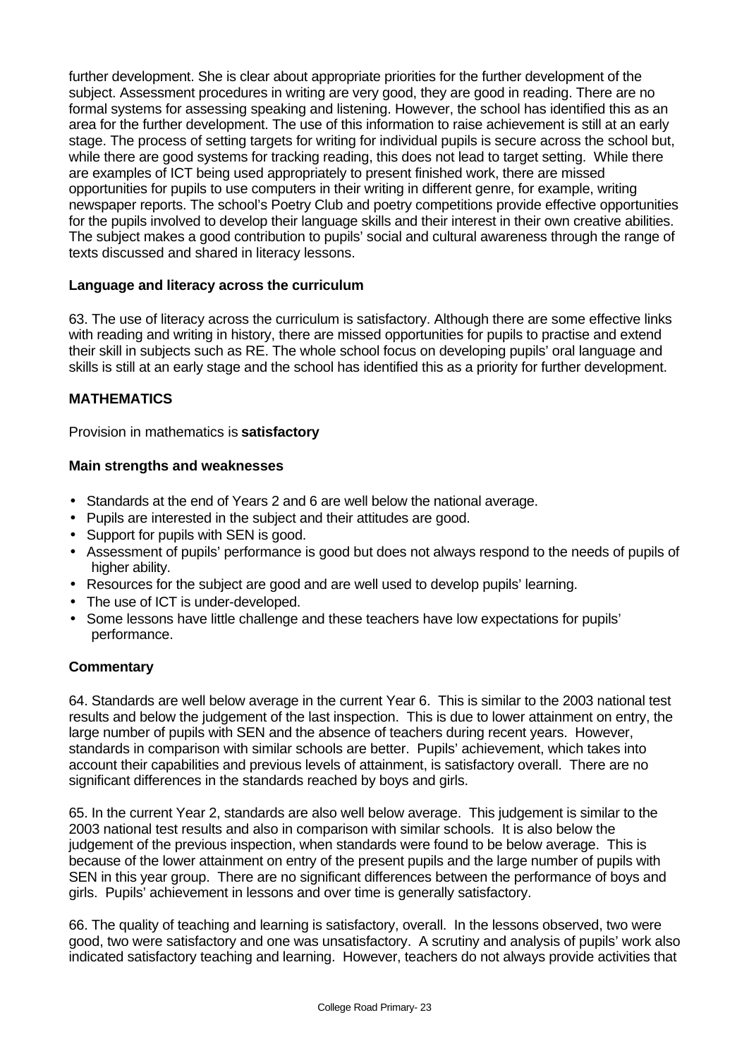further development. She is clear about appropriate priorities for the further development of the subject. Assessment procedures in writing are very good, they are good in reading. There are no formal systems for assessing speaking and listening. However, the school has identified this as an area for the further development. The use of this information to raise achievement is still at an early stage. The process of setting targets for writing for individual pupils is secure across the school but, while there are good systems for tracking reading, this does not lead to target setting. While there are examples of ICT being used appropriately to present finished work, there are missed opportunities for pupils to use computers in their writing in different genre, for example, writing newspaper reports. The school's Poetry Club and poetry competitions provide effective opportunities for the pupils involved to develop their language skills and their interest in their own creative abilities. The subject makes a good contribution to pupils' social and cultural awareness through the range of texts discussed and shared in literacy lessons.

### Language and literacy across the curriculum

63. The use of literacy across the curriculum is satisfactory. Although there are some effective links with reading and writing in history, there are missed opportunities for pupils to practise and extend their skill in subjects such as RE. The whole school focus on developing pupils' oral language and skills is still at an early stage and the school has identified this as a priority for further development.

## MATHEMATICS

Provision in mathematics is **satisfactory**

### Main strengths and weaknesses

- Standards at the end of Years 2 and 6 are well below the national average.
- Pupils are interested in the subject and their attitudes are good.
- Support for pupils with SEN is good.
- Assessment of pupils' performance is good but does not always respond to the needs of pupils of higher ability.
- Resources for the subject are good and are well used to develop pupils' learning.
- The use of ICT is under-developed.
- Some lessons have little challenge and these teachers have low expectations for pupils' performance.

### Commentary

64. Standards are well below average in the current Year 6. This is similar to the 2003 national test results and below the judgement of the last inspection. This is due to lower attainment on entry, the large number of pupils with SEN and the absence of teachers during recent years. However, standards in comparison with similar schools are better. Pupils' achievement, which takes into account their capabilities and previous levels of attainment, is satisfactory overall. There are no significant differences in the standards reached by boys and girls.

65. In the current Year 2, standards are also well below average. This judgement is similar to the 2003 national test results and also in comparison with similar schools. It is also below the judgement of the previous inspection, when standards were found to be below average. This is because of the lower attainment on entry of the present pupils and the large number of pupils with SEN in this year group. There are no significant differences between the performance of boys and girls. Pupils' achievement in lessons and over time is generally satisfactory.

66. The quality of teaching and learning is satisfactory, overall. In the lessons observed, two were good, two were satisfactory and one was unsatisfactory. A scrutiny and analysis of pupils' work also indicated satisfactory teaching and learning. However, teachers do not always provide activities that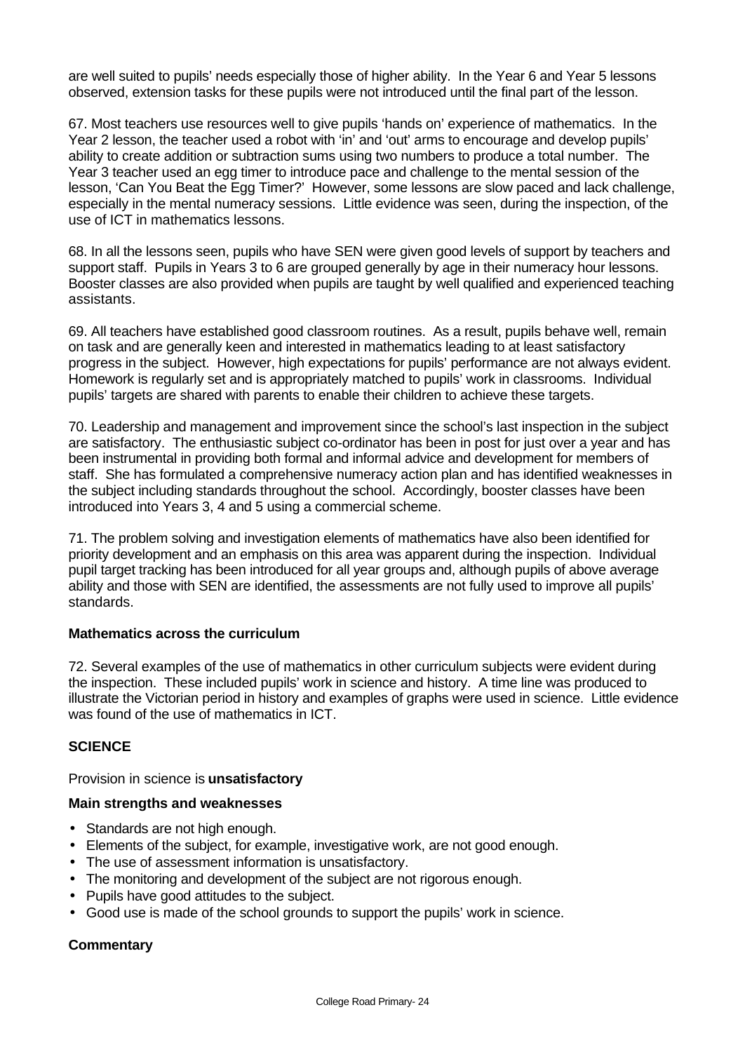are well suited to pupils' needs especially those of higher ability. In the Year 6 and Year 5 lessons observed, extension tasks for these pupils were not introduced until the final part of the lesson.

67. Most teachers use resources well to give pupils 'hands on' experience of mathematics. In the Year 2 lesson, the teacher used a robot with 'in' and 'out' arms to encourage and develop pupils' ability to create addition or subtraction sums using two numbers to produce a total number. The Year 3 teacher used an egg timer to introduce pace and challenge to the mental session of the lesson, 'Can You Beat the Egg Timer?' However, some lessons are slow paced and lack challenge, especially in the mental numeracy sessions. Little evidence was seen, during the inspection, of the use of ICT in mathematics lessons.

68. In all the lessons seen, pupils who have SEN were given good levels of support by teachers and support staff. Pupils in Years 3 to 6 are grouped generally by age in their numeracy hour lessons. Booster classes are also provided when pupils are taught by well qualified and experienced teaching assistants.

69. All teachers have established good classroom routines. As a result, pupils behave well, remain on task and are generally keen and interested in mathematics leading to at least satisfactory progress in the subject. However, high expectations for pupils' performance are not always evident. Homework is regularly set and is appropriately matched to pupils' work in classrooms. Individual pupils' targets are shared with parents to enable their children to achieve these targets.

70. Leadership and management and improvement since the school's last inspection in the subject are satisfactory. The enthusiastic subject co-ordinator has been in post for just over a year and has been instrumental in providing both formal and informal advice and development for members of staff. She has formulated a comprehensive numeracy action plan and has identified weaknesses in the subject including standards throughout the school. Accordingly, booster classes have been introduced into Years 3, 4 and 5 using a commercial scheme.

71. The problem solving and investigation elements of mathematics have also been identified for priority development and an emphasis on this area was apparent during the inspection. Individual pupil target tracking has been introduced for all year groups and, although pupils of above average ability and those with SEN are identified, the assessments are not fully used to improve all pupils' standards.

**Mathematics across the curriculum**

72. Several examples of the use of mathematics in other curriculum subjects were evident during the inspection. These included pupils' work in science and history. A time line was produced to illustrate the Victorian period in history and examples of graphs were used in science. Little evidence was found of the use of mathematics in ICT.

## SCIENCE

Provision in science is **unsatisfactory**

**Main strengths and weaknesses**

- Standards are not high enough.
- Elements of the subject, for example, investigative work, are not good enough.
- The use of assessment information is unsatisfactory.
- The monitoring and development of the subject are not rigorous enough.
- Pupils have good attitudes to the subject.
- Good use is made of the school grounds to support the pupils' work in science.

**Commentary**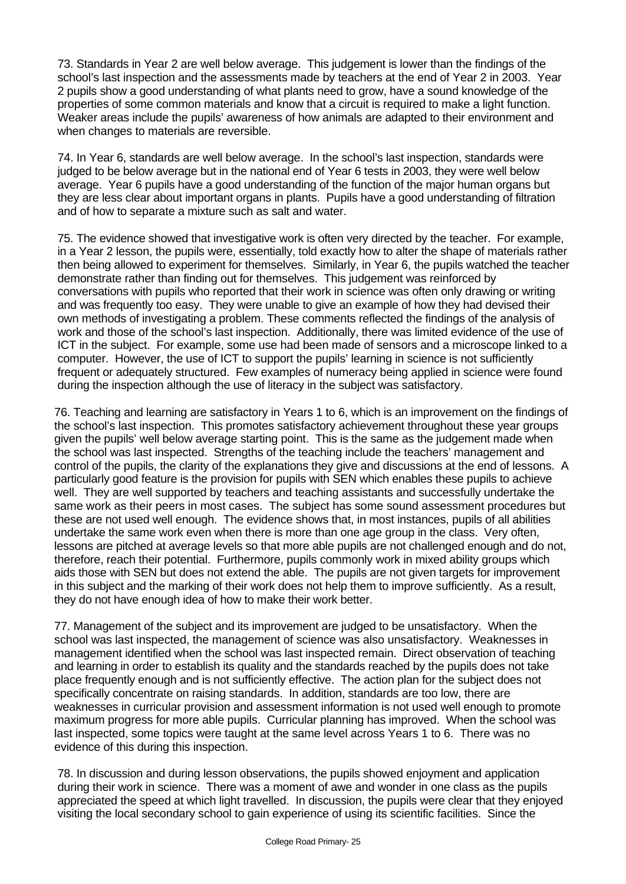73. Standards in Year 2 are well below average. This judgement is lower than the findings of the school's last inspection and the assessments made by teachers at the end of Year 2 in 2003. Year 2 pupils show a good understanding of what plants need to grow, have a sound knowledge of the properties of some common materials and know that a circuit is required to make a light function. Weaker areas include the pupils' awareness of how animals are adapted to their environment and when changes to materials are reversible.

74. In Year 6, standards are well below average. In the school's last inspection, standards were judged to be below average but in the national end of Year 6 tests in 2003, they were well below average. Year 6 pupils have a good understanding of the function of the major human organs but they are less clear about important organs in plants. Pupils have a good understanding of filtration and of how to separate a mixture such as salt and water.

75. The evidence showed that investigative work is often very directed by the teacher. For example, in a Year 2 lesson, the pupils were, essentially, told exactly how to alter the shape of materials rather then being allowed to experiment for themselves. Similarly, in Year 6, the pupils watched the teacher demonstrate rather than finding out for themselves. This judgement was reinforced by conversations with pupils who reported that their work in science was often only drawing or writing and was frequently too easy. They were unable to give an example of how they had devised their own methods of investigating a problem. These comments reflected the findings of the analysis of work and those of the school's last inspection. Additionally, there was limited evidence of the use of ICT in the subject. For example, some use had been made of sensors and a microscope linked to a computer. However, the use of ICT to support the pupils' learning in science is not sufficiently frequent or adequately structured. Few examples of numeracy being applied in science were found during the inspection although the use of literacy in the subject was satisfactory.

76. Teaching and learning are satisfactory in Years 1 to 6, which is an improvement on the findings of the school's last inspection. This promotes satisfactory achievement throughout these year groups given the pupils' well below average starting point. This is the same as the judgement made when the school was last inspected. Strengths of the teaching include the teachers' management and control of the pupils, the clarity of the explanations they give and discussions at the end of lessons. A particularly good feature is the provision for pupils with SEN which enables these pupils to achieve well. They are well supported by teachers and teaching assistants and successfully undertake the same work as their peers in most cases. The subject has some sound assessment procedures but these are not used well enough. The evidence shows that, in most instances, pupils of all abilities undertake the same work even when there is more than one age group in the class. Very often, lessons are pitched at average levels so that more able pupils are not challenged enough and do not, therefore, reach their potential. Furthermore, pupils commonly work in mixed ability groups which aids those with SEN but does not extend the able. The pupils are not given targets for improvement in this subject and the marking of their work does not help them to improve sufficiently. As a result, they do not have enough idea of how to make their work better.

77. Management of the subject and its improvement are judged to be unsatisfactory. When the school was last inspected, the management of science was also unsatisfactory. Weaknesses in management identified when the school was last inspected remain. Direct observation of teaching and learning in order to establish its quality and the standards reached by the pupils does not take place frequently enough and is not sufficiently effective. The action plan for the subject does not specifically concentrate on raising standards. In addition, standards are too low, there are weaknesses in curricular provision and assessment information is not used well enough to promote maximum progress for more able pupils. Curricular planning has improved. When the school was last inspected, some topics were taught at the same level across Years 1 to 6. There was no evidence of this during this inspection.

78. In discussion and during lesson observations, the pupils showed enjoyment and application during their work in science. There was a moment of awe and wonder in one class as the pupils appreciated the speed at which light travelled. In discussion, the pupils were clear that they enjoyed visiting the local secondary school to gain experience of using its scientific facilities. Since the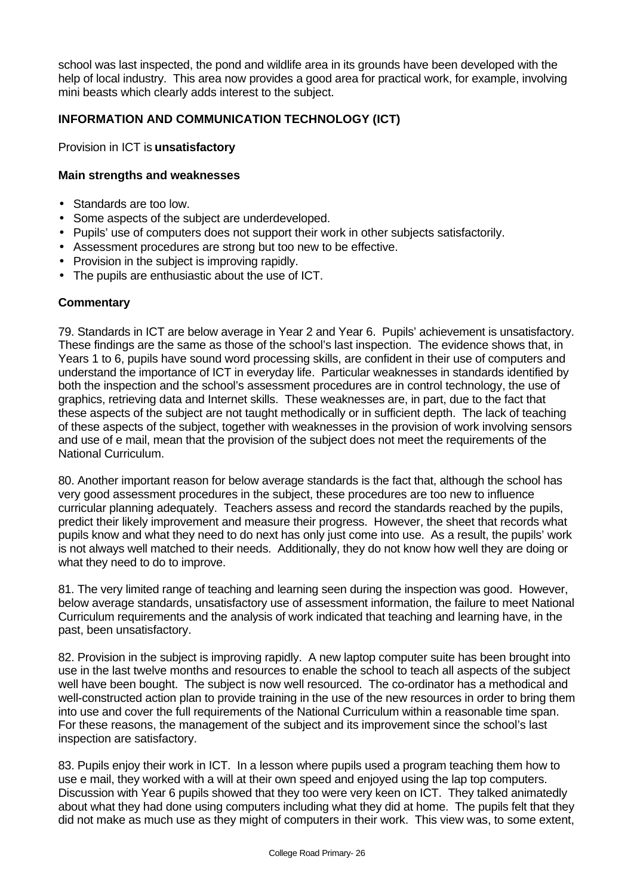school was last inspected, the pond and wildlife area in its grounds have been developed with the help of local industry. This area now provides a good area for practical work, for example, involving mini beasts which clearly adds interest to the subject.

### INFORMATION AND COMMUNICATION TECHNOLOGY (ICT)

Provision in ICT is **unsatisfactory**

**Main strengths and weaknesses**

- Standards are too low.
- Some aspects of the subject are underdeveloped.
- Pupils' use of computers does not support their work in other subjects satisfactorily.
- Assessment procedures are strong but too new to be effective.
- Provision in the subject is improving rapidly.
- The pupils are enthusiastic about the use of ICT.

**Commentary**

79. Standards in ICT are below average in Year 2 and Year 6. Pupils' achievement is unsatisfactory. These findings are the same as those of the school's last inspection. The evidence shows that, in Years 1 to 6, pupils have sound word processing skills, are confident in their use of computers and understand the importance of ICT in everyday life. Particular weaknesses in standards identified by both the inspection and the school's assessment procedures are in control technology, the use of graphics, retrieving data and Internet skills. These weaknesses are, in part, due to the fact that these aspects of the subject are not taught methodically or in sufficient depth. The lack of teaching of these aspects of the subject, together with weaknesses in the provision of work involving sensors and use of e mail, mean that the provision of the subject does not meet the requirements of the National Curriculum.

80. Another important reason for below average standards is the fact that, although the school has very good assessment procedures in the subject, these procedures are too new to influence curricular planning adequately. Teachers assess and record the standards reached by the pupils, predict their likely improvement and measure their progress. However, the sheet that records what pupils know and what they need to do next has only just come into use. As a result, the pupils' work is not always well matched to their needs. Additionally, they do not know how well they are doing or what they need to do to improve.

81. The very limited range of teaching and learning seen during the inspection was good. However, below average standards, unsatisfactory use of assessment information, the failure to meet National Curriculum requirements and the analysis of work indicated that teaching and learning have, in the past, been unsatisfactory.

82. Provision in the subject is improving rapidly. A new laptop computer suite has been brought into use in the last twelve months and resources to enable the school to teach all aspects of the subject well have been bought. The subject is now well resourced. The co-ordinator has a methodical and well-constructed action plan to provide training in the use of the new resources in order to bring them into use and cover the full requirements of the National Curriculum within a reasonable time span. For these reasons, the management of the subject and its improvement since the school's last inspection are satisfactory.

83. Pupils enjoy their work in ICT. In a lesson where pupils used a program teaching them how to use e mail, they worked with a will at their own speed and enjoyed using the lap top computers. Discussion with Year 6 pupils showed that they too were very keen on ICT. They talked animatedly about what they had done using computers including what they did at home. The pupils felt that they did not make as much use as they might of computers in their work. This view was, to some extent,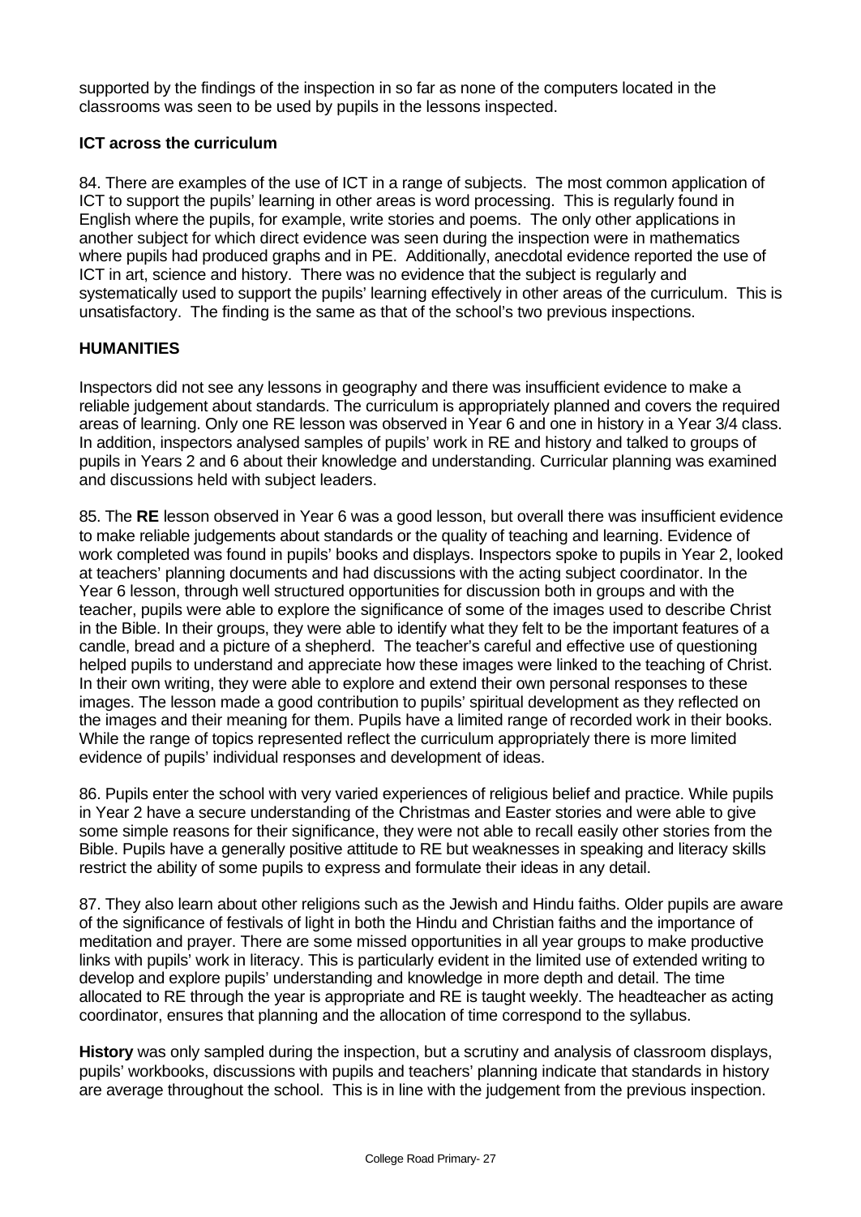supported by the findings of the inspection in so far as none of the computers located in the classrooms was seen to be used by pupils in the lessons inspected.

### ICT across the curriculum

84. There are examples of the use of ICT in a range of subjects. The most common application of ICT to support the pupils' learning in other areas is word processing. This is regularly found in English where the pupils, for example, write stories and poems. The only other applications in another subject for which direct evidence was seen during the inspection were in mathematics where pupils had produced graphs and in PE. Additionally, anecdotal evidence reported the use of ICT in art, science and history. There was no evidence that the subject is regularly and systematically used to support the pupils' learning effectively in other areas of the curriculum. This is unsatisfactory. The finding is the same as that of the school's two previous inspections.

## HUMANITIES

Inspectors did not see any lessons in geography and there was insufficient evidence to make a reliable judgement about standards. The curriculum is appropriately planned and covers the required areas of learning. Only one RE lesson was observed in Year 6 and one in history in a Year 3/4 class. In addition, inspectors analysed samples of pupils' work in RE and history and talked to groups of pupils in Years 2 and 6 about their knowledge and understanding. Curricular planning was examined and discussions held with subject leaders.

85. The **RE** lesson observed in Year 6 was a good lesson, but overall there was insufficient evidence to make reliable judgements about standards or the quality of teaching and learning. Evidence of work completed was found in pupils' books and displays. Inspectors spoke to pupils in Year 2, looked at teachers' planning documents and had discussions with the acting subject coordinator. In the Year 6 lesson, through well structured opportunities for discussion both in groups and with the teacher, pupils were able to explore the significance of some of the images used to describe Christ in the Bible. In their groups, they were able to identify what they felt to be the important features of a candle, bread and a picture of a shepherd. The teacher's careful and effective use of questioning helped pupils to understand and appreciate how these images were linked to the teaching of Christ. In their own writing, they were able to explore and extend their own personal responses to these images. The lesson made a good contribution to pupils' spiritual development as they reflected on the images and their meaning for them. Pupils have a limited range of recorded work in their books. While the range of topics represented reflect the curriculum appropriately there is more limited evidence of pupils' individual responses and development of ideas.

86. Pupils enter the school with very varied experiences of religious belief and practice. While pupils in Year 2 have a secure understanding of the Christmas and Easter stories and were able to give some simple reasons for their significance, they were not able to recall easily other stories from the Bible. Pupils have a generally positive attitude to RE but weaknesses in speaking and literacy skills restrict the ability of some pupils to express and formulate their ideas in any detail.

87. They also learn about other religions such as the Jewish and Hindu faiths. Older pupils are aware of the significance of festivals of light in both the Hindu and Christian faiths and the importance of meditation and prayer. There are some missed opportunities in all year groups to make productive links with pupils' work in literacy. This is particularly evident in the limited use of extended writing to develop and explore pupils' understanding and knowledge in more depth and detail. The time allocated to RE through the year is appropriate and RE is taught weekly. The headteacher as acting coordinator, ensures that planning and the allocation of time correspond to the syllabus.

**History** was only sampled during the inspection, but a scrutiny and analysis of classroom displays, pupils' workbooks, discussions with pupils and teachers' planning indicate that standards in history are average throughout the school. This is in line with the judgement from the previous inspection.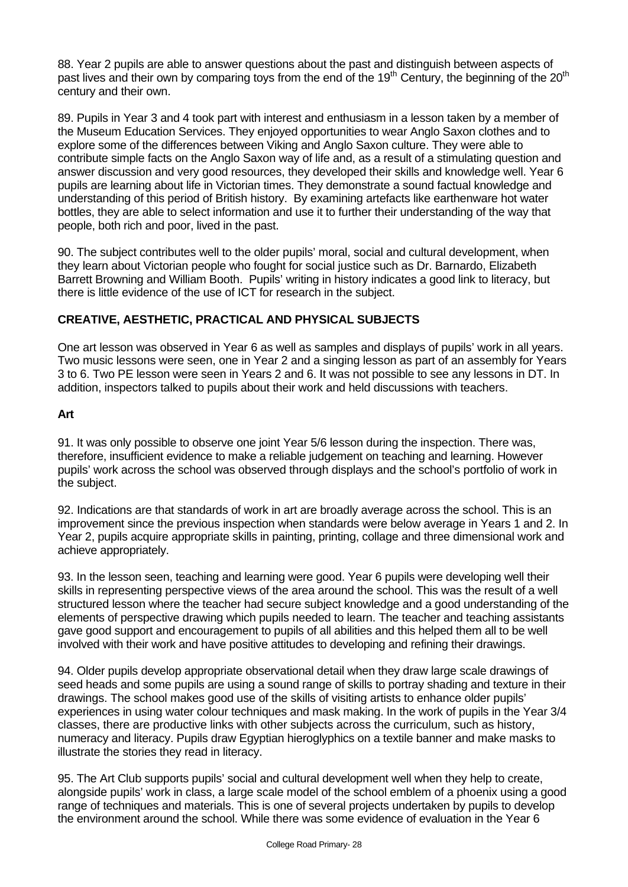88. Year 2 pupils are able to answer questions about the past and distinguish between aspects of past lives and their own by comparing toys from the end of the 19th Century, the beginning of the 20th century and their own.

89. Pupils in Year 3 and 4 took part with interest and enthusiasm in a lesson taken by a member of the Museum Education Services. They enjoyed opportunities to wear Anglo Saxon clothes and to explore some of the differences between Viking and Anglo Saxon culture. They were able to contribute simple facts on the Anglo Saxon way of life and, as a result of a stimulating question and answer discussion and very good resources, they developed their skills and knowledge well. Year 6 pupils are learning about life in Victorian times. They demonstrate a sound factual knowledge and understanding of this period of British history. By examining artefacts like earthenware hot water bottles, they are able to select information and use it to further their understanding of the way that people, both rich and poor, lived in the past.

90. The subject contributes well to the older pupils' moral, social and cultural development, when they learn about Victorian people who fought for social justice such as Dr. Barnardo, Elizabeth Barrett Browning and William Booth. Pupils' writing in history indicates a good link to literacy, but there is little evidence of the use of ICT for research in the subject.

## CREATIVE, AESTHETIC, PRACTICAL AND PHYSICAL SUBJECTS

One art lesson was observed in Year 6 as well as samples and displays of pupils' work in all years. Two music lessons were seen, one in Year 2 and a singing lesson as part of an assembly for Years 3 to 6. Two PE lesson were seen in Years 2 and 6. It was not possible to see any lessons in DT. In addition, inspectors talked to pupils about their work and held discussions with teachers.

### Art

91. It was only possible to observe one joint Year 5/6 lesson during the inspection. There was, therefore, insufficient evidence to make a reliable judgement on teaching and learning. However pupils' work across the school was observed through displays and the school's portfolio of work in the subject.

92. Indications are that standards of work in art are broadly average across the school. This is an improvement since the previous inspection when standards were below average in Years 1 and 2. In Year 2, pupils acquire appropriate skills in painting, printing, collage and three dimensional work and achieve appropriately.

93. In the lesson seen, teaching and learning were good. Year 6 pupils were developing well their skills in representing perspective views of the area around the school. This was the result of a well structured lesson where the teacher had secure subject knowledge and a good understanding of the elements of perspective drawing which pupils needed to learn. The teacher and teaching assistants gave good support and encouragement to pupils of all abilities and this helped them all to be well involved with their work and have positive attitudes to developing and refining their drawings.

94. Older pupils develop appropriate observational detail when they draw large scale drawings of seed heads and some pupils are using a sound range of skills to portray shading and texture in their drawings. The school makes good use of the skills of visiting artists to enhance older pupils' experiences in using water colour techniques and mask making. In the work of pupils in the Year 3/4 classes, there are productive links with other subjects across the curriculum, such as history, numeracy and literacy. Pupils draw Egyptian hieroglyphics on a textile banner and make masks to illustrate the stories they read in literacy.

95. The Art Club supports pupils' social and cultural development well when they help to create, alongside pupils' work in class, a large scale model of the school emblem of a phoenix using a good range of techniques and materials. This is one of several projects undertaken by pupils to develop the environment around the school. While there was some evidence of evaluation in the Year 6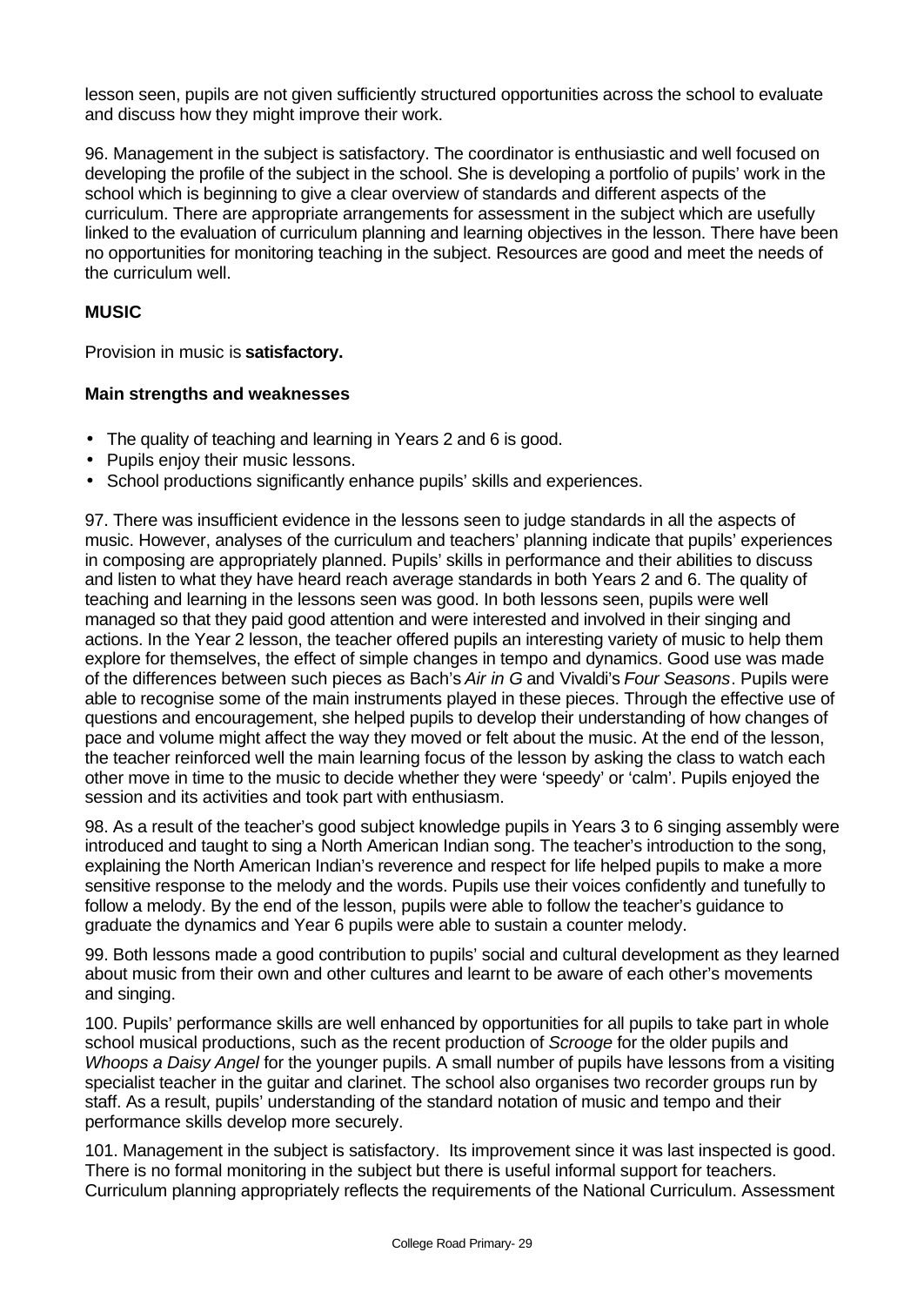lesson seen, pupils are not given sufficiently structured opportunities across the school to evaluate and discuss how they might improve their work.

96. Management in the subject is satisfactory. The coordinator is enthusiastic and well focused on developing the profile of the subject in the school. She is developing a portfolio of pupils' work in the school which is beginning to give a clear overview of standards and different aspects of the curriculum. There are appropriate arrangements for assessment in the subject which are usefully linked to the evaluation of curriculum planning and learning objectives in the lesson. There have been no opportunities for monitoring teaching in the subject. Resources are good and meet the needs of the curriculum well.

### MUSIC

Provision in music is **satisfactory.**

#### Main strengths and weaknesses

- The quality of teaching and learning in Years 2 and 6 is good.
- Pupils enjoy their music lessons.
- School productions significantly enhance pupils' skills and experiences.

97. There was insufficient evidence in the lessons seen to judge standards in all the aspects of music. However, analyses of the curriculum and teachers' planning indicate that pupils' experiences in composing are appropriately planned. Pupils' skills in performance and their abilities to discuss and listen to what they have heard reach average standards in both Years 2 and 6. The quality of teaching and learning in the lessons seen was good. In both lessons seen, pupils were well managed so that they paid good attention and were interested and involved in their singing and actions. In the Year 2 lesson, the teacher offered pupils an interesting variety of music to help them explore for themselves, the effect of simple changes in tempo and dynamics. Good use was made of the differences between such pieces as Bach's *Air in G* and Vivaldi's *Four Seasons*. Pupils were able to recognise some of the main instruments played in these pieces. Through the effective use of questions and encouragement, she helped pupils to develop their understanding of how changes of pace and volume might affect the way they moved or felt about the music. At the end of the lesson, the teacher reinforced well the main learning focus of the lesson by asking the class to watch each other move in time to the music to decide whether they were 'speedy' or 'calm'. Pupils enjoyed the session and its activities and took part with enthusiasm.

98. As a result of the teacher's good subject knowledge pupils in Years 3 to 6 singing assembly were introduced and taught to sing a North American Indian song. The teacher's introduction to the song, explaining the North American Indian's reverence and respect for life helped pupils to make a more sensitive response to the melody and the words. Pupils use their voices confidently and tunefully to follow a melody. By the end of the lesson, pupils were able to follow the teacher's guidance to graduate the dynamics and Year 6 pupils were able to sustain a counter melody.

99. Both lessons made a good contribution to pupils' social and cultural development as they learned about music from their own and other cultures and learnt to be aware of each other's movements and singing.

100. Pupils' performance skills are well enhanced by opportunities for all pupils to take part in whole school musical productions, such as the recent production of *Scrooge* for the older pupils and *Whoops a Daisy Angel* for the younger pupils. A small number of pupils have lessons from a visiting specialist teacher in the guitar and clarinet. The school also organises two recorder groups run by staff. As a result, pupils' understanding of the standard notation of music and tempo and their performance skills develop more securely.

101. Management in the subject is satisfactory. Its improvement since it was last inspected is good. There is no formal monitoring in the subject but there is useful informal support for teachers. Curriculum planning appropriately reflects the requirements of the National Curriculum. Assessment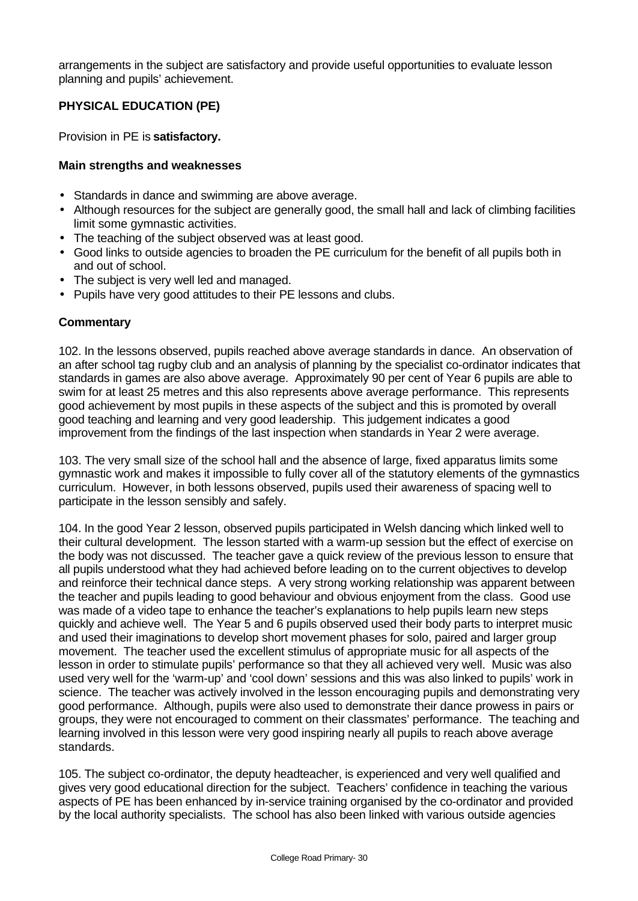arrangements in the subject are satisfactory and provide useful opportunities to evaluate lesson planning and pupils' achievement.

**PHYSICAL EDUCATION (PE)**

Provision in PE is **satisfactory.**

**Main strengths and weaknesses**

- Standards in dance and swimming are above average.
- Although resources for the subject are generally good, the small hall and lack of climbing facilities limit some gymnastic activities.
- The teaching of the subject observed was at least good.
- Good links to outside agencies to broaden the PE curriculum for the benefit of all pupils both in and out of school.
- The subject is very well led and managed.
- Pupils have very good attitudes to their PE lessons and clubs.

**Commentary**

102. In the lessons observed, pupils reached above average standards in dance. An observation of an after school tag rugby club and an analysis of planning by the specialist co-ordinator indicates that standards in games are also above average. Approximately 90 per cent of Year 6 pupils are able to swim for at least 25 metres and this also represents above average performance. This represents good achievement by most pupils in these aspects of the subject and this is promoted by overall good teaching and learning and very good leadership. This judgement indicates a good improvement from the findings of the last inspection when standards in Year 2 were average.

103. The very small size of the school hall and the absence of large, fixed apparatus limits some gymnastic work and makes it impossible to fully cover all of the statutory elements of the gymnastics curriculum. However, in both lessons observed, pupils used their awareness of spacing well to participate in the lesson sensibly and safely.

104. In the good Year 2 lesson, observed pupils participated in Welsh dancing which linked well to their cultural development. The lesson started with a warm-up session but the effect of exercise on the body was not discussed. The teacher gave a quick review of the previous lesson to ensure that all pupils understood what they had achieved before leading on to the current objectives to develop and reinforce their technical dance steps. A very strong working relationship was apparent between the teacher and pupils leading to good behaviour and obvious enjoyment from the class. Good use was made of a video tape to enhance the teacher's explanations to help pupils learn new steps quickly and achieve well. The Year 5 and 6 pupils observed used their body parts to interpret music and used their imaginations to develop short movement phases for solo, paired and larger group movement. The teacher used the excellent stimulus of appropriate music for all aspects of the lesson in order to stimulate pupils' performance so that they all achieved very well. Music was also used very well for the 'warm-up' and 'cool down' sessions and this was also linked to pupils' work in science. The teacher was actively involved in the lesson encouraging pupils and demonstrating very good performance. Although, pupils were also used to demonstrate their dance prowess in pairs or groups, they were not encouraged to comment on their classmates' performance. The teaching and learning involved in this lesson were very good inspiring nearly all pupils to reach above average standards.

105. The subject co-ordinator, the deputy headteacher, is experienced and very well qualified and gives very good educational direction for the subject. Teachers' confidence in teaching the various aspects of PE has been enhanced by in-service training organised by the co-ordinator and provided by the local authority specialists. The school has also been linked with various outside agencies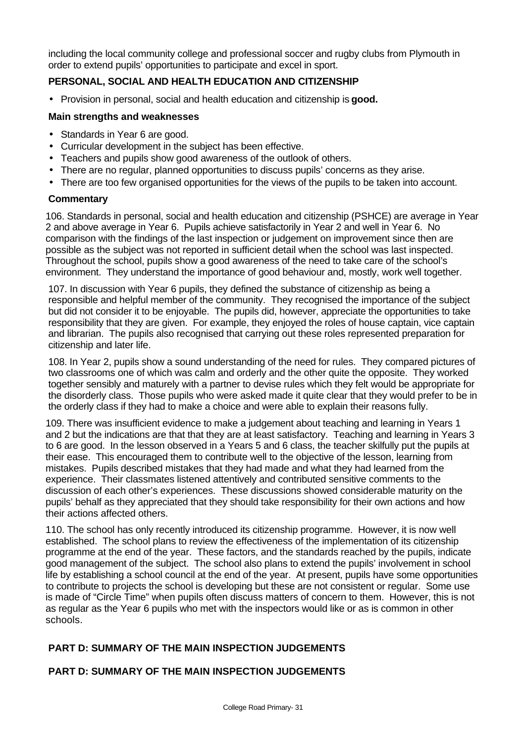including the local community college and professional soccer and rugby clubs from Plymouth in order to extend pupils' opportunities to participate and excel in sport.

### PERSONAL, SOCIAL AND HEALTH EDUCATION AND CITIZENSHIP

- Provision in personal, social and health education and citizenship is **good.**

#### Main strengths and weaknesses

- Standards in Year 6 are good.
- Curricular development in the subject has been effective.
- Teachers and pupils show good awareness of the outlook of others.
- There are no regular, planned opportunities to discuss pupils' concerns as they arise.
- There are too few organised opportunities for the views of the pupils to be taken into account.

#### Commentary

106. Standards in personal, social and health education and citizenship (PSHCE) are average in Year 2 and above average in Year 6. Pupils achieve satisfactorily in Year 2 and well in Year 6. No comparison with the findings of the last inspection or judgement on improvement since then are possible as the subject was not reported in sufficient detail when the school was last inspected. Throughout the school, pupils show a good awareness of the need to take care of the school's environment. They understand the importance of good behaviour and, mostly, work well together.

107. In discussion with Year 6 pupils, they defined the substance of citizenship as being a responsible and helpful member of the community. They recognised the importance of the subject but did not consider it to be enjoyable. The pupils did, however, appreciate the opportunities to take responsibility that they are given. For example, they enjoyed the roles of house captain, vice captain and librarian. The pupils also recognised that carrying out these roles represented preparation for citizenship and later life.

108. In Year 2, pupils show a sound understanding of the need for rules. They compared pictures of two classrooms one of which was calm and orderly and the other quite the opposite. They worked together sensibly and maturely with a partner to devise rules which they felt would be appropriate for the disorderly class. Those pupils who were asked made it quite clear that they would prefer to be in the orderly class if they had to make a choice and were able to explain their reasons fully.

109. There was insufficient evidence to make a judgement about teaching and learning in Years 1 and 2 but the indications are that that they are at least satisfactory. Teaching and learning in Years 3 to 6 are good. In the lesson observed in a Years 5 and 6 class, the teacher skilfully put the pupils at their ease. This encouraged them to contribute well to the objective of the lesson, learning from mistakes. Pupils described mistakes that they had made and what they had learned from the experience. Their classmates listened attentively and contributed sensitive comments to the discussion of each other's experiences. These discussions showed considerable maturity on the pupils' behalf as they appreciated that they should take responsibility for their own actions and how their actions affected others.

110. The school has only recently introduced its citizenship programme. However, it is now well established. The school plans to review the effectiveness of the implementation of its citizenship programme at the end of the year. These factors, and the standards reached by the pupils, indicate good management of the subject. The school also plans to extend the pupils' involvement in school life by establishing a school council at the end of the year. At present, pupils have some opportunities to contribute to projects the school is developing but these are not consistent or regular. Some use is made of "Circle Time" when pupils often discuss matters of concern to them. However, this is not as regular as the Year 6 pupils who met with the inspectors would like or as is common in other schools.

## PART D: SUMMARY OF THE MAIN INSPECTION JUDGEMENTS

## PART D: SUMMARY OF THE MAIN INSPECTION JUDGEMENTS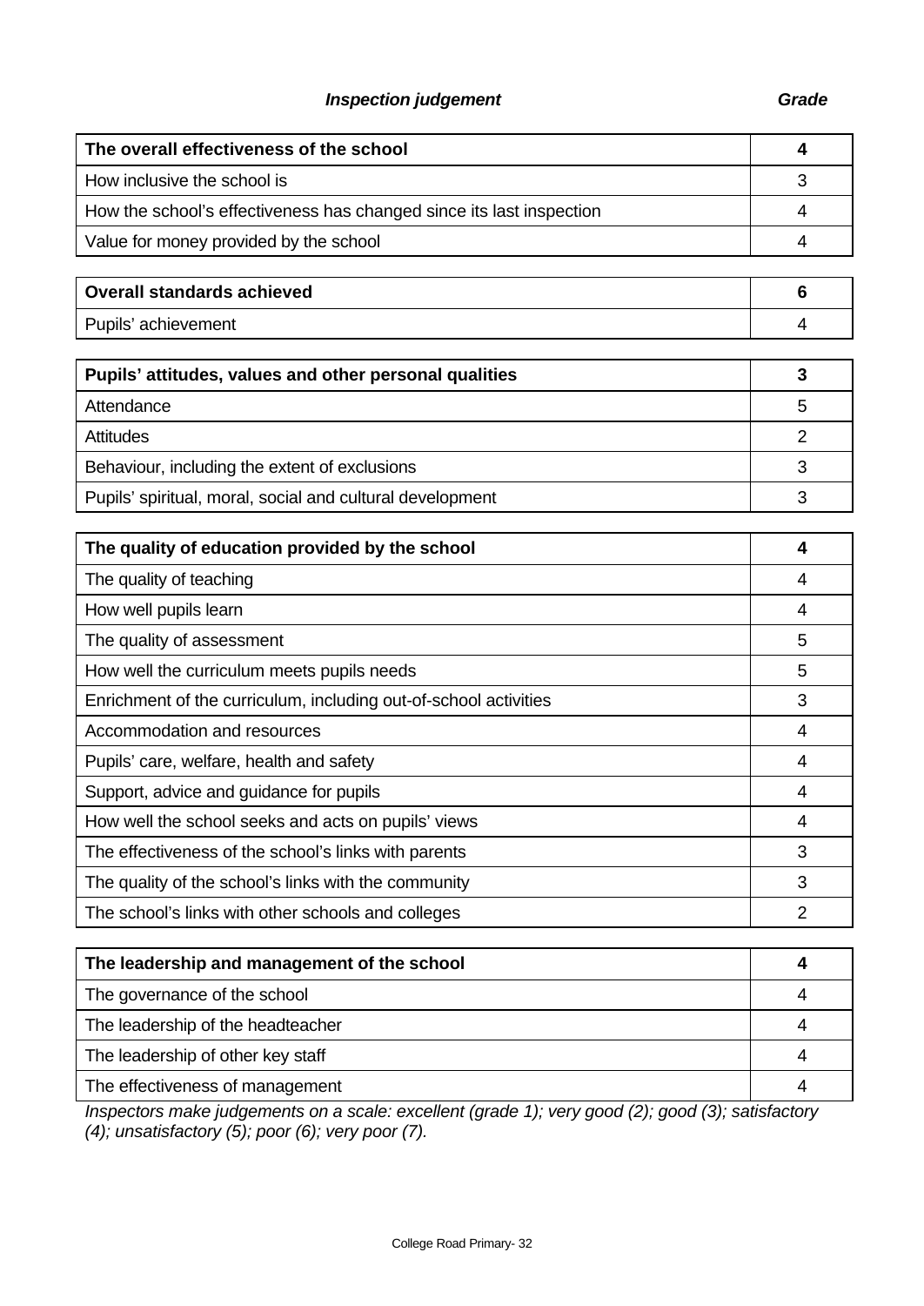| *Inspection judgement* | *Grade* |
|---|---|
| **The overall effectiveness of the school** | **4** |
| How inclusive the school is | 3 |
| How the school's effectiveness has changed since its last inspection | 4 |
| Value for money provided by the school | 4 |
| **Overall standards achieved** | **6** |
| Pupils' achievement | 4 |
| **Pupils' attitudes, values and other personal qualities** | **3** |
| Attendance | 5 |
| Attitudes | 2 |
| Behaviour, including the extent of exclusions | 3 |
| Pupils' spiritual, moral, social and cultural development | 3 |
| **The quality of education provided by the school** | **4** |
| The quality of teaching | 4 |
| How well pupils learn | 4 |
| The quality of assessment | 5 |
| How well the curriculum meets pupils needs | 5 |
| Enrichment of the curriculum, including out-of-school activities | 3 |
| Accommodation and resources | 4 |
| Pupils' care, welfare, health and safety | 4 |
| Support, advice and guidance for pupils | 4 |
| How well the school seeks and acts on pupils' views | 4 |
| The effectiveness of the school's links with parents | 3 |
| The quality of the school's links with the community | 3 |
| The school's links with other schools and colleges | 2 |
| **The leadership and management of the school** | **4** |
| The governance of the school | 4 |
| The leadership of the headteacher | 4 |
| The leadership of other key staff | 4 |
| The effectiveness of management | 4 |

*Inspectors make judgements on a scale: excellent (grade 1); very good (2); good (3); satisfactory (4); unsatisfactory (5); poor (6); very poor (7).*